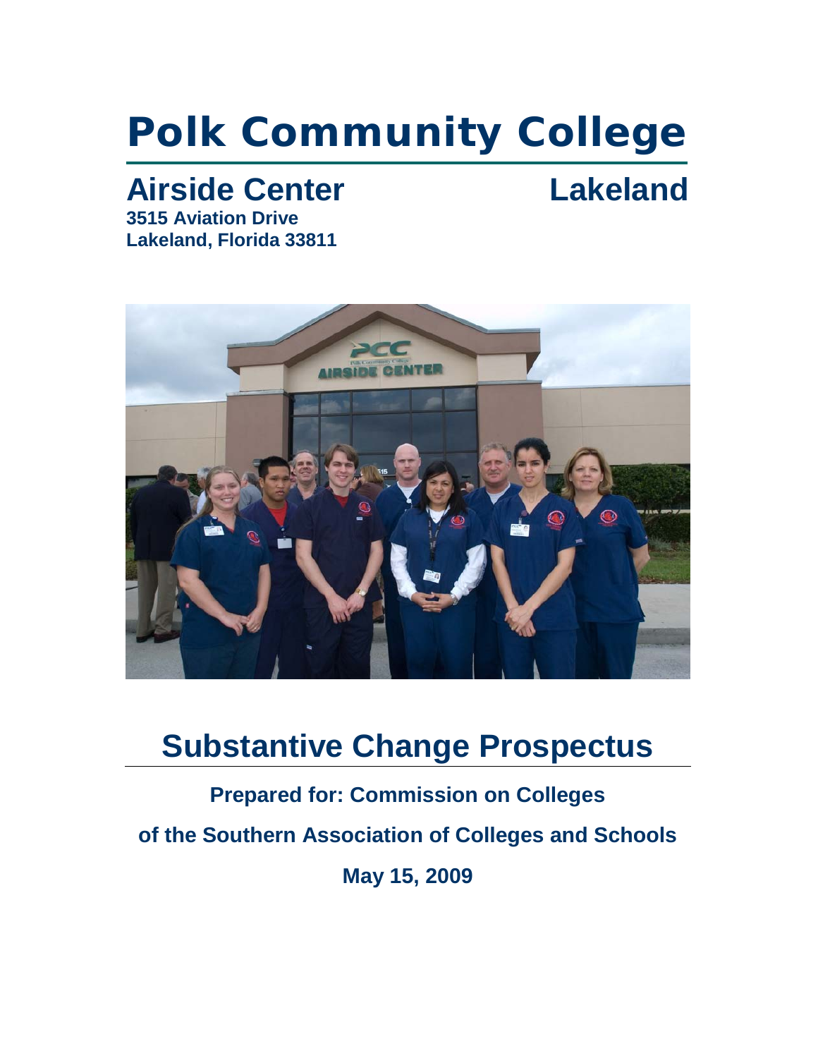# Polk Community College

## Airside Center Lakeland

**3515 Aviation Drive**
**Lakeland, Florida 33811**

# Substantive Change Prospectus

**Prepared for: Commission on Colleges**

**of the Southern Association of Colleges and Schools**

**May 15, 2009**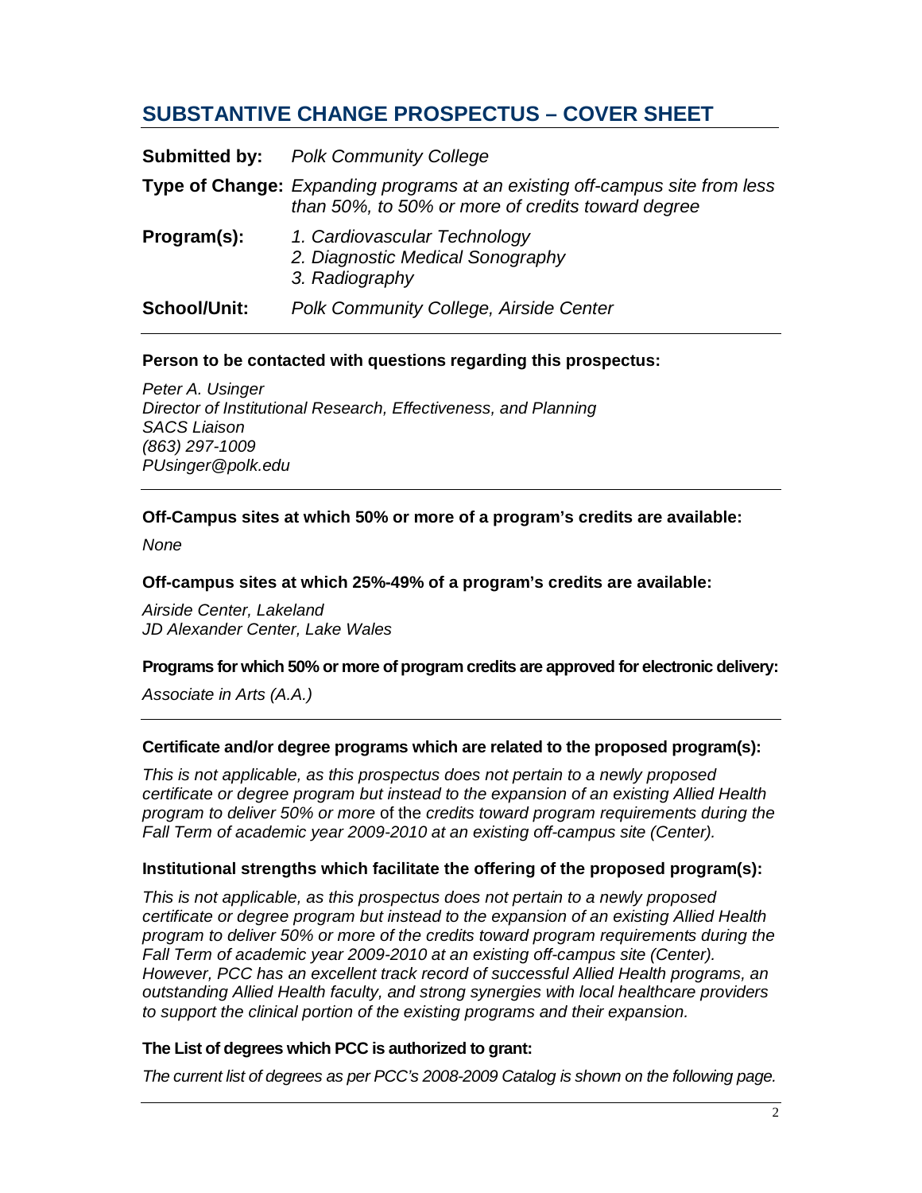## SUBSTANTIVE CHANGE PROSPECTUS – COVER SHEET

**Submitted by:** *Polk Community College*

**Type of Change:** *Expanding programs at an existing off-campus site from less than 50%, to 50% or more of credits toward degree*

**Program(s):** *1. Cardiovascular Technology*
*2. Diagnostic Medical Sonography*
*3. Radiography*

**School/Unit:** *Polk Community College, Airside Center*

---

**Person to be contacted with questions regarding this prospectus:**

*Peter A. Usinger*
*Director of Institutional Research, Effectiveness, and Planning*
*SACS Liaison*
*(863) 297-1009*
*PUsinger@polk.edu*

---

**Off-Campus sites at which 50% or more of a program's credits are available:**

*None*

**Off-campus sites at which 25%-49% of a program's credits are available:**

*Airside Center, Lakeland*
*JD Alexander Center, Lake Wales*

**Programs for which 50% or more of program credits are approved for electronic delivery:**

*Associate in Arts (A.A.)*

---

**Certificate and/or degree programs which are related to the proposed program(s):**

*This is not applicable, as this prospectus does not pertain to a newly proposed certificate or degree program but instead to the expansion of an existing Allied Health program to deliver 50% or more* of the *credits toward program requirements during the Fall Term of academic year 2009-2010 at an existing off-campus site (Center).*

**Institutional strengths which facilitate the offering of the proposed program(s):**

*This is not applicable, as this prospectus does not pertain to a newly proposed certificate or degree program but instead to the expansion of an existing Allied Health program to deliver 50% or more of the credits toward program requirements during the Fall Term of academic year 2009-2010 at an existing off-campus site (Center). However, PCC has an excellent track record of successful Allied Health programs, an outstanding Allied Health faculty, and strong synergies with local healthcare providers to support the clinical portion of the existing programs and their expansion.*

**The List of degrees which PCC is authorized to grant:**

*The current list of degrees as per PCC's 2008-2009 Catalog is shown on the following page.*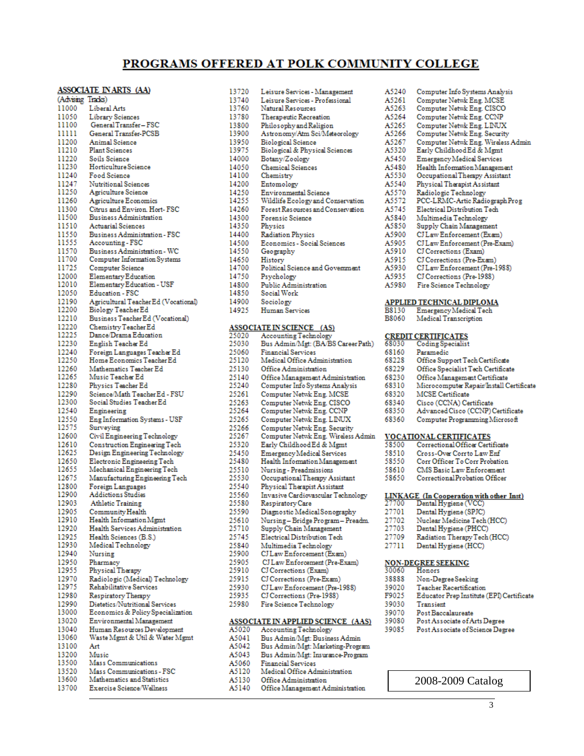# PROGRAMS OFFERED AT POLK COMMUNITY COLLEGE

## ASSOCIATE IN ARTS (AA)

(Advising Tracks)

| Code | Program |
|---|---|
| 11000 | Liberal Arts |
| 11050 | Library Sciences |
| 11100 | General Transfer – FSC |
| 11111 | General Transfer-PCSB |
| 11200 | Animal Science |
| 11210 | Plant Sciences |
| 11220 | Soils Science |
| 11230 | Horticulture Science |
| 11240 | Food Science |
| 11247 | Nutritional Sciences |
| 11250 | Agriculture Science |
| 11260 | Agriculture Economics |
| 11300 | Citrus and Environ. Hort- FSC |
| 11500 | Business Administration |
| 11510 | Actuarial Sciences |
| 11550 | Business Administration - FSC |
| 11555 | Accounting - FSC |
| 11570 | Business Administration - WC |
| 11700 | Computer Information Systems |
| 11725 | Computer Science |
| 12000 | Elementary Education |
| 12010 | Elementary Education - USF |
| 12050 | Education - FSC |
| 12190 | Agricultural Teacher Ed (Vocational) |
| 12200 | Biology Teacher Ed |
| 12210 | Business Teacher Ed (Vocational) |
| 12220 | Chemistry Teacher Ed |
| 12225 | Dance/Drama Education |
| 12230 | English Teacher Ed |
| 12240 | Foreign Languages Teacher Ed |
| 12250 | Home Economics Teacher Ed |
| 12260 | Mathematics Teacher Ed |
| 12265 | Music Teacher Ed |
| 12280 | Physics Teacher Ed |
| 12290 | Science/Math Teacher Ed - FSU |
| 12300 | Social Studies Teacher Ed |
| 12540 | Engineering |
| 12550 | Eng Information Systems - USF |
| 12575 | Surveying |
| 12600 | Civil Engineering Technology |
| 12610 | Construction Engineering Tech |
| 12625 | Design Engineering Technology |
| 12650 | Electronic Engineering Tech |
| 12655 | Mechanical Engineering Tech |
| 12675 | Manufacturing Engineering Tech |
| 12800 | Foreign Languages |
| 12900 | Addictions Studies |
| 12903 | Athletic Training |
| 12905 | Community Health |
| 12910 | Health Information Mgmt |
| 12920 | Health Services Administration |
| 12925 | Health Sciences (B.S.) |
| 12930 | Medical Technology |
| 12940 | Nursing |
| 12950 | Pharmacy |
| 12955 | Physical Therapy |
| 12970 | Radiologic (Medical) Technology |
| 12975 | Rehabilitative Services |
| 12980 | Respiratory Therapy |
| 12990 | Dietetics/Nutritional Services |
| 13000 | Economics & Policy Specialization |
| 13020 | Environmental Management |
| 13040 | Human Resources Development |
| 13060 | Waste Mgmt & Util & Water Mgmt |
| 13100 | Art |
| 13200 | Music |
| 13500 | Mass Communications |
| 13520 | Mass Communications - FSC |
| 13600 | Mathematics and Statistics |
| 13700 | Exercise Science/Wellness |
| 13720 | Leisure Services - Management |
| 13740 | Leisure Services - Professional |
| 13760 | Natural Resources |
| 13780 | Therapeutic Recreation |
| 13800 | Philosophy and Religion |
| 13900 | Astronomy/Atm Sci/Meteorology |
| 13950 | Biological Science |
| 13975 | Biological & Physical Sciences |
| 14000 | Botany/Zoology |
| 14050 | Chemical Sciences |
| 14100 | Chemistry |
| 14200 | Entomology |
| 14250 | Environmental Science |
| 14255 | Wildlife Ecology and Conservation |
| 14260 | Forest Resources and Conservation |
| 14300 | Forensic Science |
| 14350 | Physics |
| 14400 | Radiation Physics |
| 14500 | Economics - Social Sciences |
| 14550 | Geography |
| 14650 | History |
| 14700 | Political Science and Government |
| 14750 | Psychology |
| 14800 | Public Administration |
| 14850 | Social Work |
| 14900 | Sociology |
| 14925 | Human Services |

## ASSOCIATE IN SCIENCE (AS)

| Code | Program |
|---|---|
| 25020 | Accounting Technology |
| 25030 | Bus Admin/Mgt: (BA/BS Career Path) |
| 25060 | Financial Services |
| 25120 | Medical Office Administration |
| 25130 | Office Administration |
| 25140 | Office Management Administration |
| 25240 | Computer Info Systems Analysis |
| 25261 | Computer Netwk Eng. MCSE |
| 25263 | Computer Netwk Eng. CISCO |
| 25264 | Computer Netwk Eng. CCNP |
| 25265 | Computer Netwk Eng. LINUX |
| 25266 | Computer Netwk Eng. Security |
| 25267 | Computer Netwk Eng. Wireless Admin |
| 25320 | Early Childhood Ed & Mgmt |
| 25450 | Emergency Medical Services |
| 25480 | Health Information Management |
| 25510 | Nursing - Preadmissions |
| 25530 | Occupational Therapy Assistant |
| 25540 | Physical Therapist Assistant |
| 25560 | Invasive Cardiovascular Technology |
| 25580 | Respiratory Care |
| 25600 | Diagnostic Medical Sonography |
| 25610 | Nursing – Bridge Program – Preadm. |
| 25710 | Supply Chain Management |
| 25745 | Electrical Distribution Tech |
| 25840 | Multimedia Technology |
| 25900 | CJ Law Enforcement (Exam) |
| 25905 | CJ Law Enforcement (Pre-Exam) |
| 25910 | CJ Corrections (Exam) |
| 25915 | CJ Corrections (Pre-Exam) |
| 25930 | CJ Law Enforcement (Pre-1988) |
| 25935 | CJ Corrections (Pre-1988) |
| 25980 | Fire Science Technology |

## ASSOCIATE IN APPLIED SCIENCE (AAS)

| Code | Program |
|---|---|
| A5020 | Accounting Technology |
| A5041 | Bus Admin/Mgt: Business Admin |
| A5042 | Bus Admin/Mgt: Marketing-Program |
| A5043 | Bus Admin/Mgt: Insurance-Program |
| A5060 | Financial Services |
| A5120 | Medical Office Administration |
| A5130 | Office Administration |
| A5140 | Office Management Administration |
| A5240 | Computer Info Systems Analysis |
| A5261 | Computer Netwk Eng. MCSE |
| A5263 | Computer Netwk Eng. CISCO |
| A5264 | Computer Netwk Eng. CCNP |
| A5265 | Computer Netwk Eng. LINUX |
| A5266 | Computer Netwk Eng. Security |
| A5267 | Computer Netwk Eng. Wireless Admin |
| A5320 | Early Childhood Ed & Mgmt |
| A5450 | Emergency Medical Services |
| A5480 | Health Information Management |
| A5530 | Occupational Therapy Assistant |
| A5540 | Physical Therapist Assistant |
| A5570 | Radiologic Technology |
| A5572 | PCC-LRMC-Artic Radiograph Prog |
| A5745 | Electrical Distribution Tech |
| A5840 | Multimedia Technology |
| A5850 | Supply Chain Management |
| A5900 | CJ Law Enforcement (Exam) |
| A5905 | CJ Law Enforcement (Pre-Exam) |
| A5910 | CJ Corrections (Exam) |
| A5915 | CJ Corrections (Pre-Exam) |
| A5930 | CJ Law Enforcement (Pre-1988) |
| A5935 | CJ Corrections (Pre-1988) |
| A5980 | Fire Science Technology |

## APPLIED TECHNICAL DIPLOMA

| Code | Program |
|---|---|
| B8130 | Emergency Medical Tech |
| B8060 | Medical Transcription |

## CREDIT CERTIFICATES

| Code | Program |
|---|---|
| 68030 | Coding Specialist |
| 68160 | Paramedic |
| 68228 | Office Support Tech Certificate |
| 68229 | Office Specialist Tech Certificate |
| 68230 | Office Management Certificate |
| 68310 | Microcomputer Repair/Install Certificate |
| 68320 | MCSE Certificate |
| 68340 | Cisco (CCNA) Certificate |
| 68350 | Advanced Cisco (CCNP) Certificate |
| 68360 | Computer Programming Microsoft |

## VOCATIONAL CERTIFICATES

| Code | Program |
|---|---|
| 58500 | Correctional Officer Certificate |
| 58510 | Cross-Over Corrto Law Enf |
| 58550 | Corr Officer To Corr Probation |
| 58610 | CMS Basic Law Enforcement |
| 58650 | Correctional Probation Officer |

## LINKAGE (In Cooperation with other Inst)

| Code | Program |
|---|---|
| 27700 | Dental Hygiene (VCC) |
| 27701 | Dental Hygiene (SPJC) |
| 27702 | Nuclear Medicine Tech (HCC) |
| 27703 | Dental Hygiene (PHCC) |
| 27709 | Radiation Therapy Tech (HCC) |
| 27711 | Dental Hygiene (HCC) |

## NON-DEGREE SEEKING

| Code | Program |
|---|---|
| 30060 | Honors |
| 38888 | Non-Degree Seeking |
| 39020 | Teacher Recertification |
| F9025 | Educator Prep Institute (EPI) Certificate |
| 39030 | Transient |
| 39070 | Post Baccalaureate |
| 39080 | Post Associate of Arts Degree |
| 39085 | Post Associate of Science Degree |

2008-2009 Catalog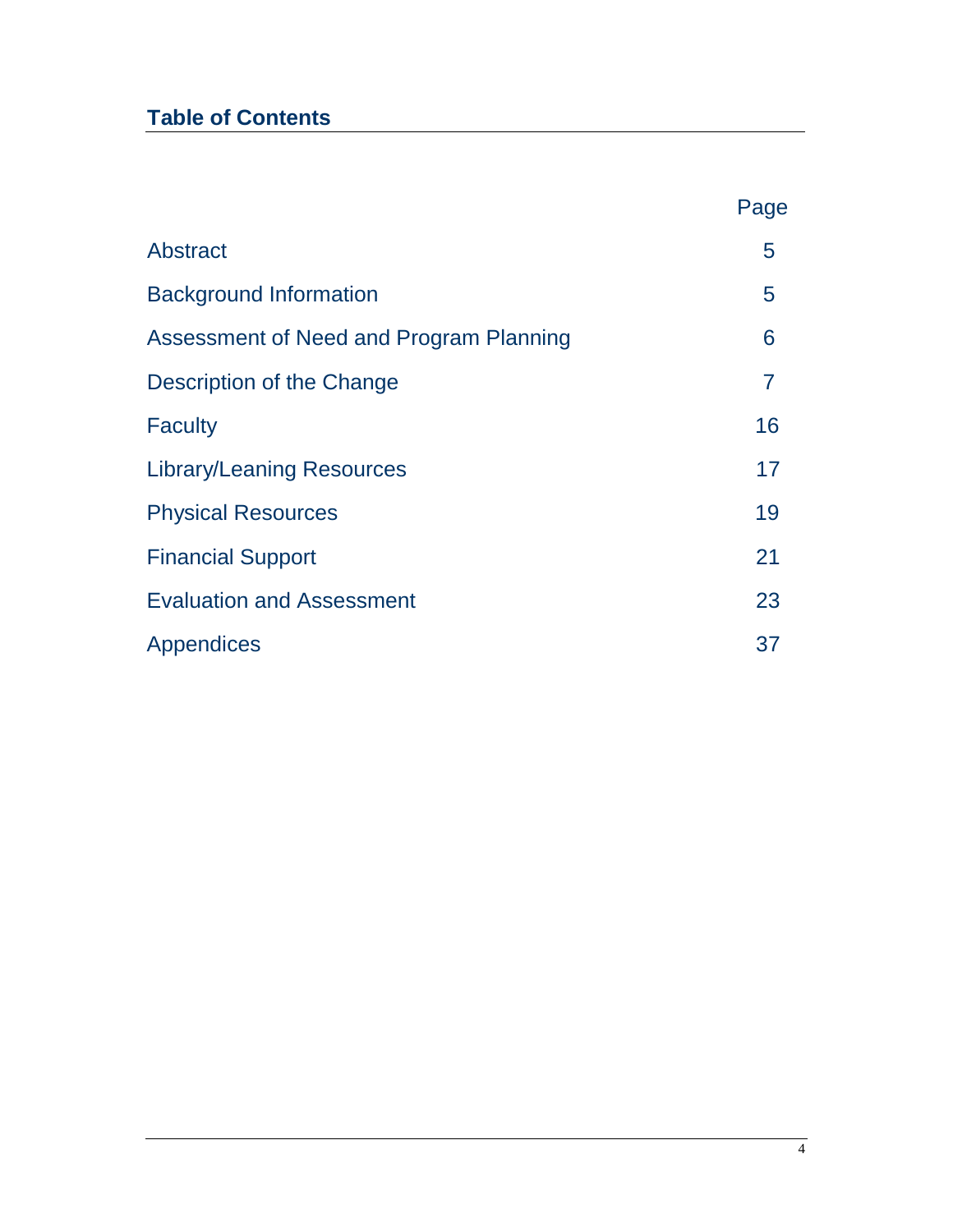## Table of Contents

| | Page |
|---|---|
| Abstract | 5 |
| Background Information | 5 |
| Assessment of Need and Program Planning | 6 |
| Description of the Change | 7 |
| Faculty | 16 |
| Library/Leaning Resources | 17 |
| Physical Resources | 19 |
| Financial Support | 21 |
| Evaluation and Assessment | 23 |
| Appendices | 37 |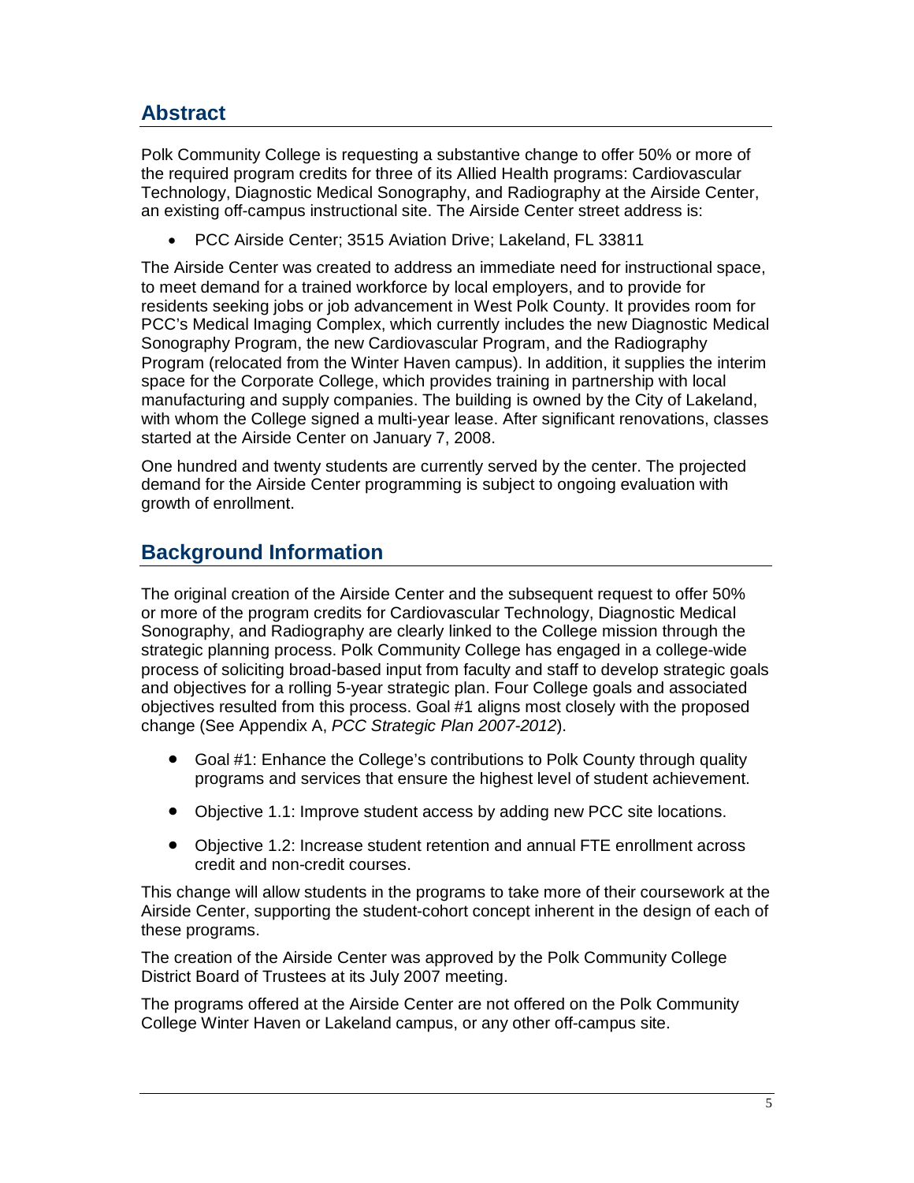## Abstract

Polk Community College is requesting a substantive change to offer 50% or more of the required program credits for three of its Allied Health programs: Cardiovascular Technology, Diagnostic Medical Sonography, and Radiography at the Airside Center, an existing off-campus instructional site. The Airside Center street address is:

- PCC Airside Center; 3515 Aviation Drive; Lakeland, FL 33811

The Airside Center was created to address an immediate need for instructional space, to meet demand for a trained workforce by local employers, and to provide for residents seeking jobs or job advancement in West Polk County. It provides room for PCC's Medical Imaging Complex, which currently includes the new Diagnostic Medical Sonography Program, the new Cardiovascular Program, and the Radiography Program (relocated from the Winter Haven campus). In addition, it supplies the interim space for the Corporate College, which provides training in partnership with local manufacturing and supply companies. The building is owned by the City of Lakeland, with whom the College signed a multi-year lease. After significant renovations, classes started at the Airside Center on January 7, 2008.

One hundred and twenty students are currently served by the center. The projected demand for the Airside Center programming is subject to ongoing evaluation with growth of enrollment.

## Background Information

The original creation of the Airside Center and the subsequent request to offer 50% or more of the program credits for Cardiovascular Technology, Diagnostic Medical Sonography, and Radiography are clearly linked to the College mission through the strategic planning process. Polk Community College has engaged in a college-wide process of soliciting broad-based input from faculty and staff to develop strategic goals and objectives for a rolling 5-year strategic plan. Four College goals and associated objectives resulted from this process. Goal #1 aligns most closely with the proposed change (See Appendix A, *PCC Strategic Plan 2007-2012*).

- Goal #1: Enhance the College's contributions to Polk County through quality programs and services that ensure the highest level of student achievement.
- Objective 1.1: Improve student access by adding new PCC site locations.
- Objective 1.2: Increase student retention and annual FTE enrollment across credit and non-credit courses.

This change will allow students in the programs to take more of their coursework at the Airside Center, supporting the student-cohort concept inherent in the design of each of these programs.

The creation of the Airside Center was approved by the Polk Community College District Board of Trustees at its July 2007 meeting.

The programs offered at the Airside Center are not offered on the Polk Community College Winter Haven or Lakeland campus, or any other off-campus site.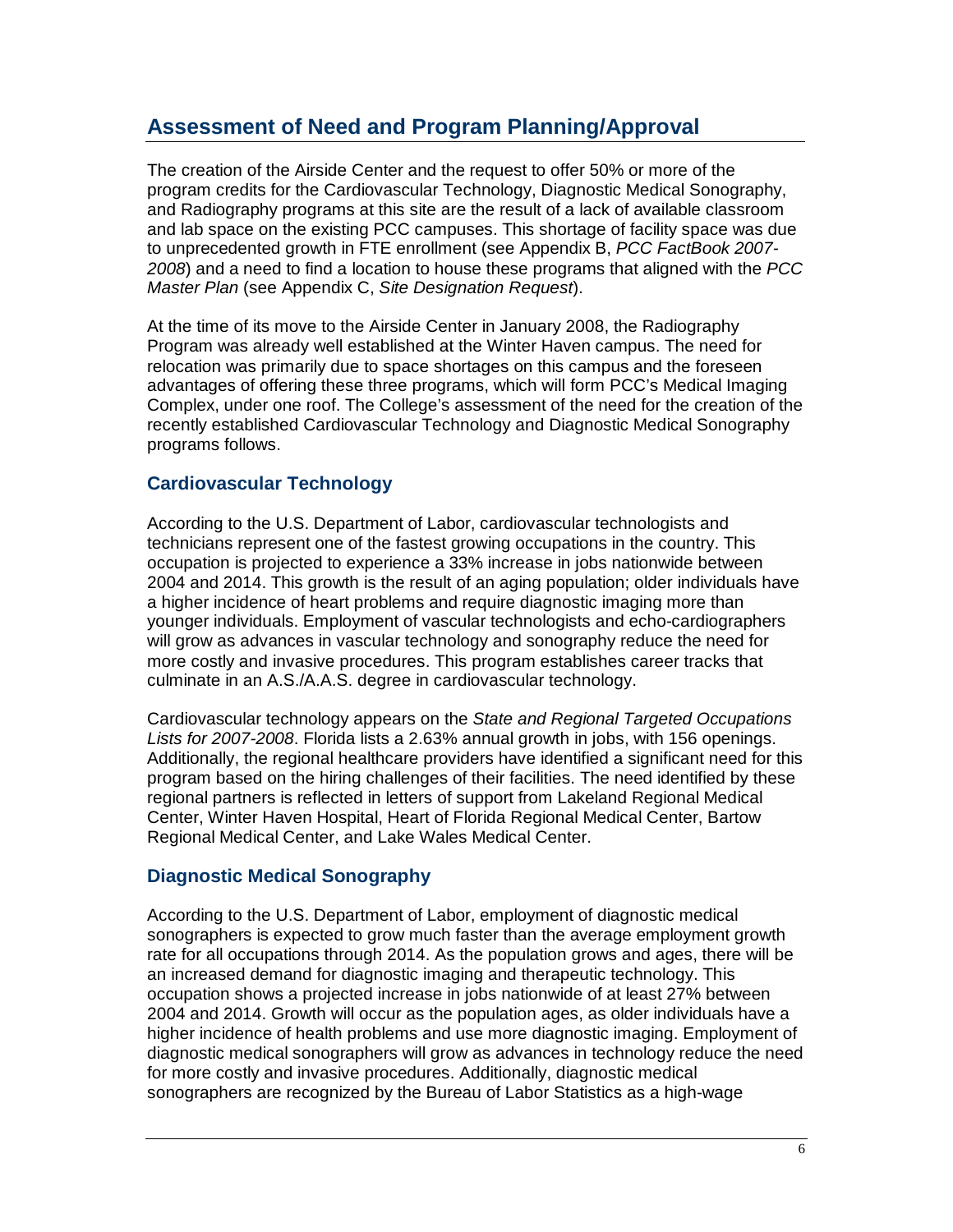## Assessment of Need and Program Planning/Approval

The creation of the Airside Center and the request to offer 50% or more of the program credits for the Cardiovascular Technology, Diagnostic Medical Sonography, and Radiography programs at this site are the result of a lack of available classroom and lab space on the existing PCC campuses. This shortage of facility space was due to unprecedented growth in FTE enrollment (see Appendix B, *PCC FactBook 2007-2008*) and a need to find a location to house these programs that aligned with the *PCC Master Plan* (see Appendix C, *Site Designation Request*).

At the time of its move to the Airside Center in January 2008, the Radiography Program was already well established at the Winter Haven campus. The need for relocation was primarily due to space shortages on this campus and the foreseen advantages of offering these three programs, which will form PCC's Medical Imaging Complex, under one roof. The College's assessment of the need for the creation of the recently established Cardiovascular Technology and Diagnostic Medical Sonography programs follows.

### Cardiovascular Technology

According to the U.S. Department of Labor, cardiovascular technologists and technicians represent one of the fastest growing occupations in the country. This occupation is projected to experience a 33% increase in jobs nationwide between 2004 and 2014. This growth is the result of an aging population; older individuals have a higher incidence of heart problems and require diagnostic imaging more than younger individuals. Employment of vascular technologists and echo-cardiographers will grow as advances in vascular technology and sonography reduce the need for more costly and invasive procedures. This program establishes career tracks that culminate in an A.S./A.A.S. degree in cardiovascular technology.

Cardiovascular technology appears on the *State and Regional Targeted Occupations Lists for 2007-2008*. Florida lists a 2.63% annual growth in jobs, with 156 openings. Additionally, the regional healthcare providers have identified a significant need for this program based on the hiring challenges of their facilities. The need identified by these regional partners is reflected in letters of support from Lakeland Regional Medical Center, Winter Haven Hospital, Heart of Florida Regional Medical Center, Bartow Regional Medical Center, and Lake Wales Medical Center.

### Diagnostic Medical Sonography

According to the U.S. Department of Labor, employment of diagnostic medical sonographers is expected to grow much faster than the average employment growth rate for all occupations through 2014. As the population grows and ages, there will be an increased demand for diagnostic imaging and therapeutic technology. This occupation shows a projected increase in jobs nationwide of at least 27% between 2004 and 2014. Growth will occur as the population ages, as older individuals have a higher incidence of health problems and use more diagnostic imaging. Employment of diagnostic medical sonographers will grow as advances in technology reduce the need for more costly and invasive procedures. Additionally, diagnostic medical sonographers are recognized by the Bureau of Labor Statistics as a high-wage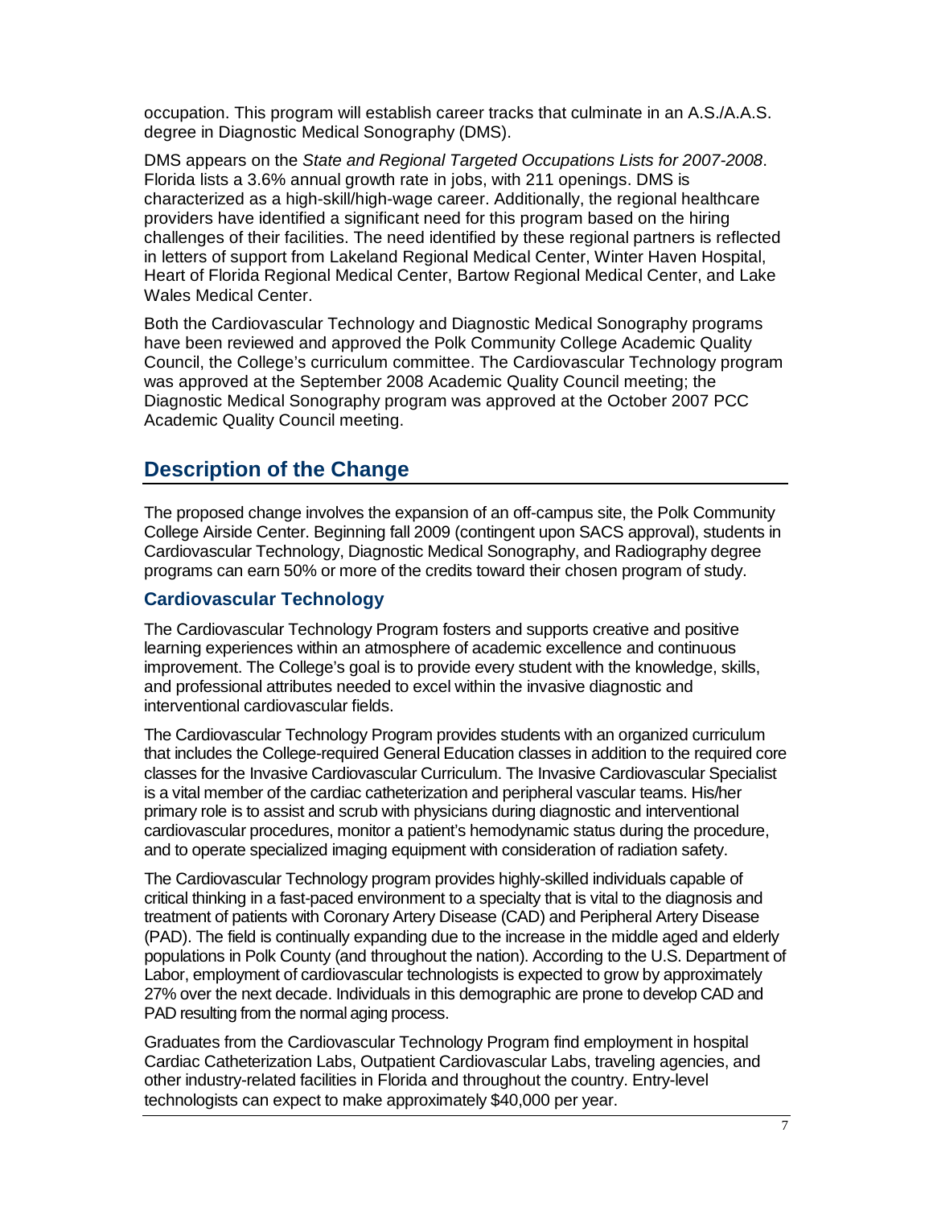occupation. This program will establish career tracks that culminate in an A.S./A.A.S. degree in Diagnostic Medical Sonography (DMS).

DMS appears on the *State and Regional Targeted Occupations Lists for 2007-2008*. Florida lists a 3.6% annual growth rate in jobs, with 211 openings. DMS is characterized as a high-skill/high-wage career. Additionally, the regional healthcare providers have identified a significant need for this program based on the hiring challenges of their facilities. The need identified by these regional partners is reflected in letters of support from Lakeland Regional Medical Center, Winter Haven Hospital, Heart of Florida Regional Medical Center, Bartow Regional Medical Center, and Lake Wales Medical Center.

Both the Cardiovascular Technology and Diagnostic Medical Sonography programs have been reviewed and approved the Polk Community College Academic Quality Council, the College's curriculum committee. The Cardiovascular Technology program was approved at the September 2008 Academic Quality Council meeting; the Diagnostic Medical Sonography program was approved at the October 2007 PCC Academic Quality Council meeting.

## Description of the Change

The proposed change involves the expansion of an off-campus site, the Polk Community College Airside Center. Beginning fall 2009 (contingent upon SACS approval), students in Cardiovascular Technology, Diagnostic Medical Sonography, and Radiography degree programs can earn 50% or more of the credits toward their chosen program of study.

### Cardiovascular Technology

The Cardiovascular Technology Program fosters and supports creative and positive learning experiences within an atmosphere of academic excellence and continuous improvement. The College's goal is to provide every student with the knowledge, skills, and professional attributes needed to excel within the invasive diagnostic and interventional cardiovascular fields.

The Cardiovascular Technology Program provides students with an organized curriculum that includes the College-required General Education classes in addition to the required core classes for the Invasive Cardiovascular Curriculum. The Invasive Cardiovascular Specialist is a vital member of the cardiac catheterization and peripheral vascular teams. His/her primary role is to assist and scrub with physicians during diagnostic and interventional cardiovascular procedures, monitor a patient's hemodynamic status during the procedure, and to operate specialized imaging equipment with consideration of radiation safety.

The Cardiovascular Technology program provides highly-skilled individuals capable of critical thinking in a fast-paced environment to a specialty that is vital to the diagnosis and treatment of patients with Coronary Artery Disease (CAD) and Peripheral Artery Disease (PAD). The field is continually expanding due to the increase in the middle aged and elderly populations in Polk County (and throughout the nation). According to the U.S. Department of Labor, employment of cardiovascular technologists is expected to grow by approximately 27% over the next decade. Individuals in this demographic are prone to develop CAD and PAD resulting from the normal aging process.

Graduates from the Cardiovascular Technology Program find employment in hospital Cardiac Catheterization Labs, Outpatient Cardiovascular Labs, traveling agencies, and other industry-related facilities in Florida and throughout the country. Entry-level technologists can expect to make approximately $40,000 per year.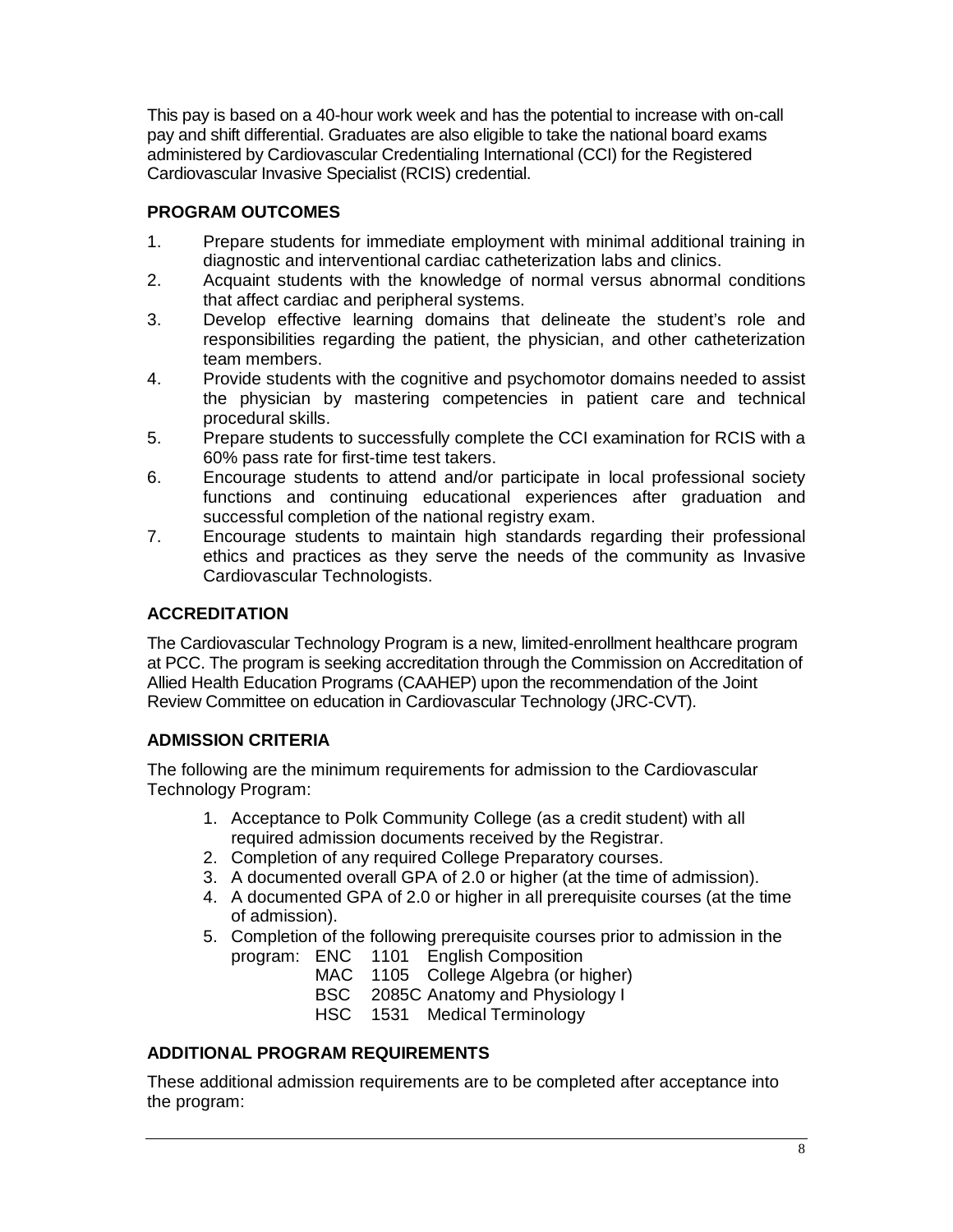This pay is based on a 40-hour work week and has the potential to increase with on-call pay and shift differential. Graduates are also eligible to take the national board exams administered by Cardiovascular Credentialing International (CCI) for the Registered Cardiovascular Invasive Specialist (RCIS) credential.

## PROGRAM OUTCOMES

1. Prepare students for immediate employment with minimal additional training in diagnostic and interventional cardiac catheterization labs and clinics.
2. Acquaint students with the knowledge of normal versus abnormal conditions that affect cardiac and peripheral systems.
3. Develop effective learning domains that delineate the student's role and responsibilities regarding the patient, the physician, and other catheterization team members.
4. Provide students with the cognitive and psychomotor domains needed to assist the physician by mastering competencies in patient care and technical procedural skills.
5. Prepare students to successfully complete the CCI examination for RCIS with a 60% pass rate for first-time test takers.
6. Encourage students to attend and/or participate in local professional society functions and continuing educational experiences after graduation and successful completion of the national registry exam.
7. Encourage students to maintain high standards regarding their professional ethics and practices as they serve the needs of the community as Invasive Cardiovascular Technologists.

## ACCREDITATION

The Cardiovascular Technology Program is a new, limited-enrollment healthcare program at PCC. The program is seeking accreditation through the Commission on Accreditation of Allied Health Education Programs (CAAHEP) upon the recommendation of the Joint Review Committee on education in Cardiovascular Technology (JRC-CVT).

## ADMISSION CRITERIA

The following are the minimum requirements for admission to the Cardiovascular Technology Program:

1. Acceptance to Polk Community College (as a credit student) with all required admission documents received by the Registrar.
2. Completion of any required College Preparatory courses.
3. A documented overall GPA of 2.0 or higher (at the time of admission).
4. A documented GPA of 2.0 or higher in all prerequisite courses (at the time of admission).
5. Completion of the following prerequisite courses prior to admission in the program:
   - ENC 1101 English Composition
   - MAC 1105 College Algebra (or higher)
   - BSC 2085C Anatomy and Physiology I
   - HSC 1531 Medical Terminology

## ADDITIONAL PROGRAM REQUIREMENTS

These additional admission requirements are to be completed after acceptance into the program: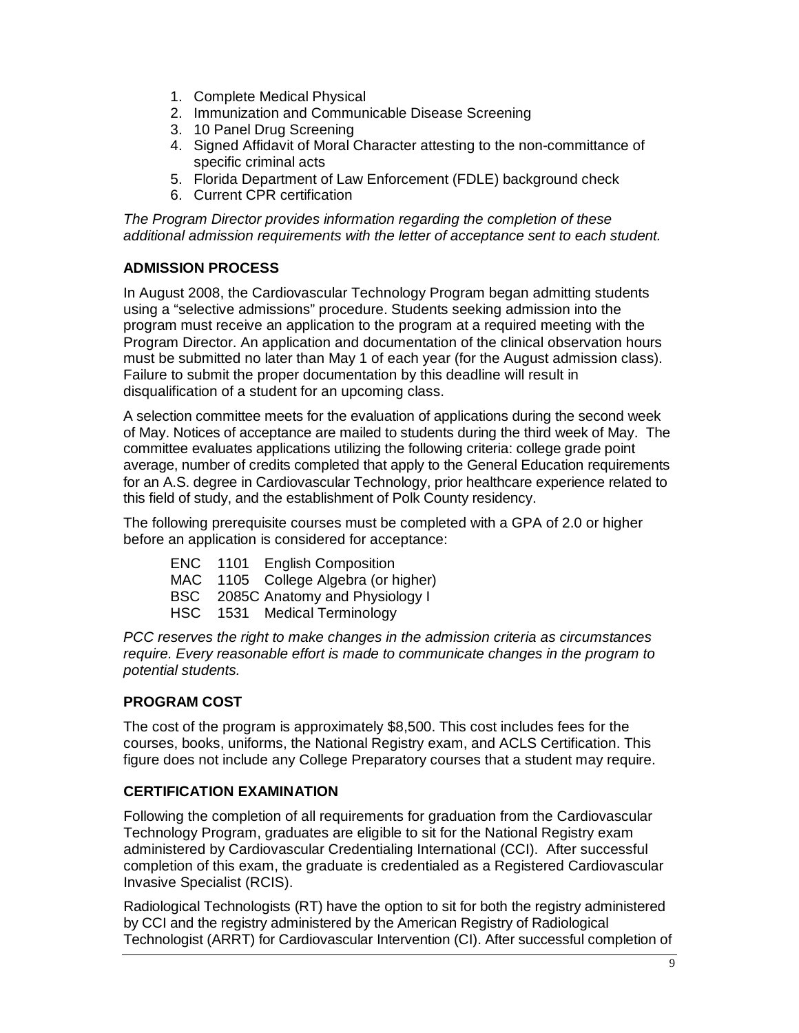1. Complete Medical Physical
2. Immunization and Communicable Disease Screening
3. 10 Panel Drug Screening
4. Signed Affidavit of Moral Character attesting to the non-committance of specific criminal acts
5. Florida Department of Law Enforcement (FDLE) background check
6. Current CPR certification

*The Program Director provides information regarding the completion of these additional admission requirements with the letter of acceptance sent to each student.*

**ADMISSION PROCESS**

In August 2008, the Cardiovascular Technology Program began admitting students using a "selective admissions" procedure. Students seeking admission into the program must receive an application to the program at a required meeting with the Program Director. An application and documentation of the clinical observation hours must be submitted no later than May 1 of each year (for the August admission class). Failure to submit the proper documentation by this deadline will result in disqualification of a student for an upcoming class.

A selection committee meets for the evaluation of applications during the second week of May. Notices of acceptance are mailed to students during the third week of May. The committee evaluates applications utilizing the following criteria: college grade point average, number of credits completed that apply to the General Education requirements for an A.S. degree in Cardiovascular Technology, prior healthcare experience related to this field of study, and the establishment of Polk County residency.

The following prerequisite courses must be completed with a GPA of 2.0 or higher before an application is considered for acceptance:

ENC 1101 English Composition
MAC 1105 College Algebra (or higher)
BSC 2085C Anatomy and Physiology I
HSC 1531 Medical Terminology

*PCC reserves the right to make changes in the admission criteria as circumstances require. Every reasonable effort is made to communicate changes in the program to potential students.*

**PROGRAM COST**

The cost of the program is approximately $8,500. This cost includes fees for the courses, books, uniforms, the National Registry exam, and ACLS Certification. This figure does not include any College Preparatory courses that a student may require.

**CERTIFICATION EXAMINATION**

Following the completion of all requirements for graduation from the Cardiovascular Technology Program, graduates are eligible to sit for the National Registry exam administered by Cardiovascular Credentialing International (CCI). After successful completion of this exam, the graduate is credentialed as a Registered Cardiovascular Invasive Specialist (RCIS).

Radiological Technologists (RT) have the option to sit for both the registry administered by CCI and the registry administered by the American Registry of Radiological Technologist (ARRT) for Cardiovascular Intervention (CI). After successful completion of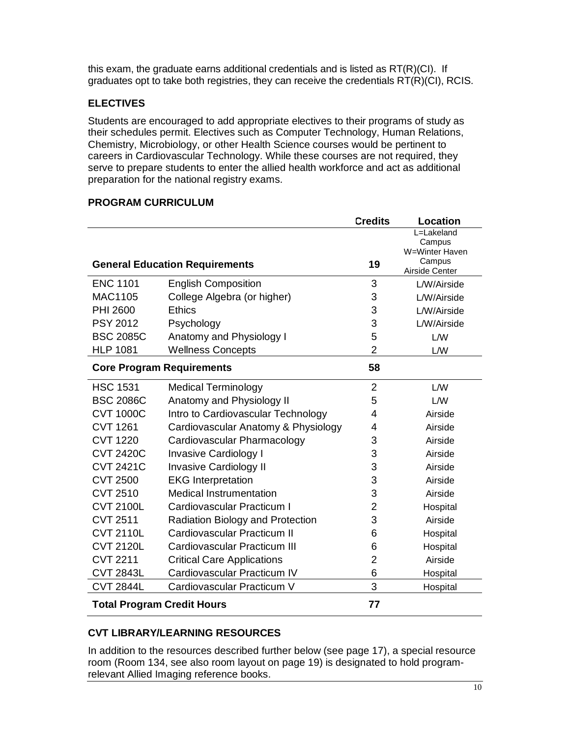this exam, the graduate earns additional credentials and is listed as RT(R)(CI). If graduates opt to take both registries, they can receive the credentials RT(R)(CI), RCIS.

## ELECTIVES

Students are encouraged to add appropriate electives to their programs of study as their schedules permit. Electives such as Computer Technology, Human Relations, Chemistry, Microbiology, or other Health Science courses would be pertinent to careers in Cardiovascular Technology. While these courses are not required, they serve to prepare students to enter the allied health workforce and act as additional preparation for the national registry exams.

## PROGRAM CURRICULUM

| | | Credits | Location |
|---|---|---|---|
| **General Education Requirements** | | **19** | L=Lakeland Campus W=Winter Haven Campus Airside Center |
| ENC 1101 | English Composition | 3 | L/W/Airside |
| MAC1105 | College Algebra (or higher) | 3 | L/W/Airside |
| PHI 2600 | Ethics | 3 | L/W/Airside |
| PSY 2012 | Psychology | 3 | L/W/Airside |
| BSC 2085C | Anatomy and Physiology I | 5 | L/W |
| HLP 1081 | Wellness Concepts | 2 | L/W |
| **Core Program Requirements** | | **58** | |
| HSC 1531 | Medical Terminology | 2 | L/W |
| BSC 2086C | Anatomy and Physiology II | 5 | L/W |
| CVT 1000C | Intro to Cardiovascular Technology | 4 | Airside |
| CVT 1261 | Cardiovascular Anatomy & Physiology | 4 | Airside |
| CVT 1220 | Cardiovascular Pharmacology | 3 | Airside |
| CVT 2420C | Invasive Cardiology I | 3 | Airside |
| CVT 2421C | Invasive Cardiology II | 3 | Airside |
| CVT 2500 | EKG Interpretation | 3 | Airside |
| CVT 2510 | Medical Instrumentation | 3 | Airside |
| CVT 2100L | Cardiovascular Practicum I | 2 | Hospital |
| CVT 2511 | Radiation Biology and Protection | 3 | Airside |
| CVT 2110L | Cardiovascular Practicum II | 6 | Hospital |
| CVT 2120L | Cardiovascular Practicum III | 6 | Hospital |
| CVT 2211 | Critical Care Applications | 2 | Airside |
| CVT 2843L | Cardiovascular Practicum IV | 6 | Hospital |
| CVT 2844L | Cardiovascular Practicum V | 3 | Hospital |
| **Total Program Credit Hours** | | **77** | |

## CVT LIBRARY/LEARNING RESOURCES

In addition to the resources described further below (see page 17), a special resource room (Room 134, see also room layout on page 19) is designated to hold program-relevant Allied Imaging reference books.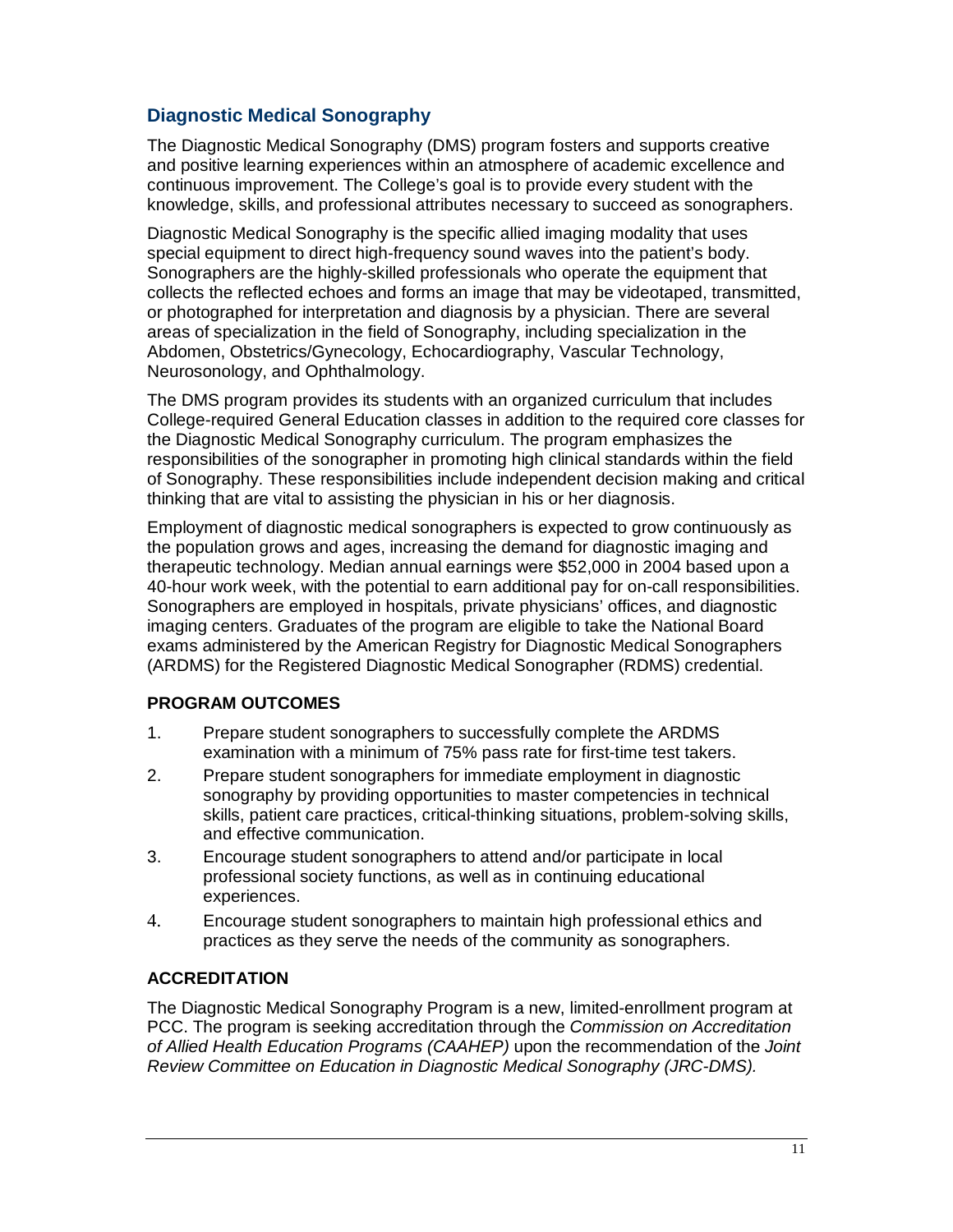## Diagnostic Medical Sonography

The Diagnostic Medical Sonography (DMS) program fosters and supports creative and positive learning experiences within an atmosphere of academic excellence and continuous improvement. The College's goal is to provide every student with the knowledge, skills, and professional attributes necessary to succeed as sonographers.

Diagnostic Medical Sonography is the specific allied imaging modality that uses special equipment to direct high-frequency sound waves into the patient's body. Sonographers are the highly-skilled professionals who operate the equipment that collects the reflected echoes and forms an image that may be videotaped, transmitted, or photographed for interpretation and diagnosis by a physician. There are several areas of specialization in the field of Sonography, including specialization in the Abdomen, Obstetrics/Gynecology, Echocardiography, Vascular Technology, Neurosonology, and Ophthalmology.

The DMS program provides its students with an organized curriculum that includes College-required General Education classes in addition to the required core classes for the Diagnostic Medical Sonography curriculum. The program emphasizes the responsibilities of the sonographer in promoting high clinical standards within the field of Sonography. These responsibilities include independent decision making and critical thinking that are vital to assisting the physician in his or her diagnosis.

Employment of diagnostic medical sonographers is expected to grow continuously as the population grows and ages, increasing the demand for diagnostic imaging and therapeutic technology. Median annual earnings were $52,000 in 2004 based upon a 40-hour work week, with the potential to earn additional pay for on-call responsibilities. Sonographers are employed in hospitals, private physicians' offices, and diagnostic imaging centers. Graduates of the program are eligible to take the National Board exams administered by the American Registry for Diagnostic Medical Sonographers (ARDMS) for the Registered Diagnostic Medical Sonographer (RDMS) credential.

### PROGRAM OUTCOMES

1. Prepare student sonographers to successfully complete the ARDMS examination with a minimum of 75% pass rate for first-time test takers.
2. Prepare student sonographers for immediate employment in diagnostic sonography by providing opportunities to master competencies in technical skills, patient care practices, critical-thinking situations, problem-solving skills, and effective communication.
3. Encourage student sonographers to attend and/or participate in local professional society functions, as well as in continuing educational experiences.
4. Encourage student sonographers to maintain high professional ethics and practices as they serve the needs of the community as sonographers.

### ACCREDITATION

The Diagnostic Medical Sonography Program is a new, limited-enrollment program at PCC. The program is seeking accreditation through the *Commission on Accreditation of Allied Health Education Programs (CAAHEP)* upon the recommendation of the *Joint Review Committee on Education in Diagnostic Medical Sonography (JRC-DMS).*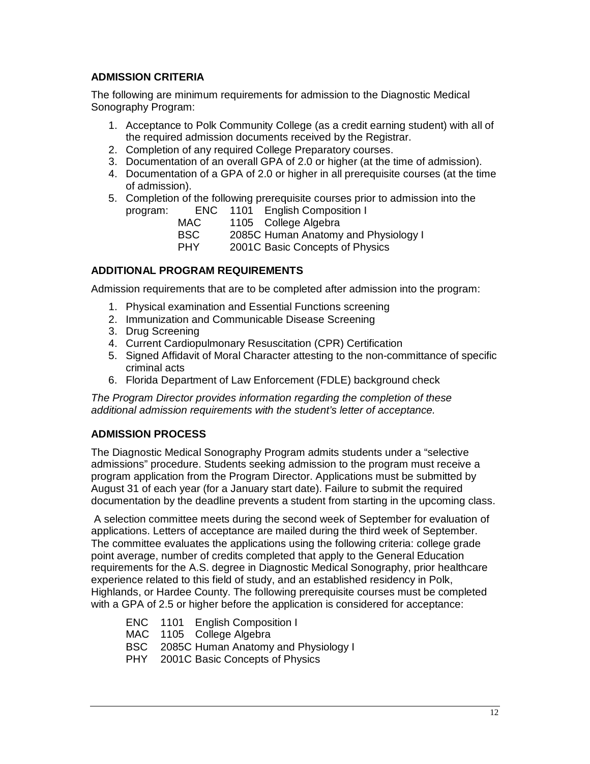## ADMISSION CRITERIA

The following are minimum requirements for admission to the Diagnostic Medical Sonography Program:

1. Acceptance to Polk Community College (as a credit earning student) with all of the required admission documents received by the Registrar.
2. Completion of any required College Preparatory courses.
3. Documentation of an overall GPA of 2.0 or higher (at the time of admission).
4. Documentation of a GPA of 2.0 or higher in all prerequisite courses (at the time of admission).
5. Completion of the following prerequisite courses prior to admission into the program:
   - ENC 1101 English Composition I
   - MAC 1105 College Algebra
   - BSC 2085C Human Anatomy and Physiology I
   - PHY 2001C Basic Concepts of Physics

## ADDITIONAL PROGRAM REQUIREMENTS

Admission requirements that are to be completed after admission into the program:

1. Physical examination and Essential Functions screening
2. Immunization and Communicable Disease Screening
3. Drug Screening
4. Current Cardiopulmonary Resuscitation (CPR) Certification
5. Signed Affidavit of Moral Character attesting to the non-committance of specific criminal acts
6. Florida Department of Law Enforcement (FDLE) background check

*The Program Director provides information regarding the completion of these additional admission requirements with the student's letter of acceptance.*

## ADMISSION PROCESS

The Diagnostic Medical Sonography Program admits students under a "selective admissions" procedure. Students seeking admission to the program must receive a program application from the Program Director. Applications must be submitted by August 31 of each year (for a January start date). Failure to submit the required documentation by the deadline prevents a student from starting in the upcoming class.

A selection committee meets during the second week of September for evaluation of applications. Letters of acceptance are mailed during the third week of September. The committee evaluates the applications using the following criteria: college grade point average, number of credits completed that apply to the General Education requirements for the A.S. degree in Diagnostic Medical Sonography, prior healthcare experience related to this field of study, and an established residency in Polk, Highlands, or Hardee County. The following prerequisite courses must be completed with a GPA of 2.5 or higher before the application is considered for acceptance:

- ENC 1101 English Composition I
- MAC 1105 College Algebra
- BSC 2085C Human Anatomy and Physiology I
- PHY 2001C Basic Concepts of Physics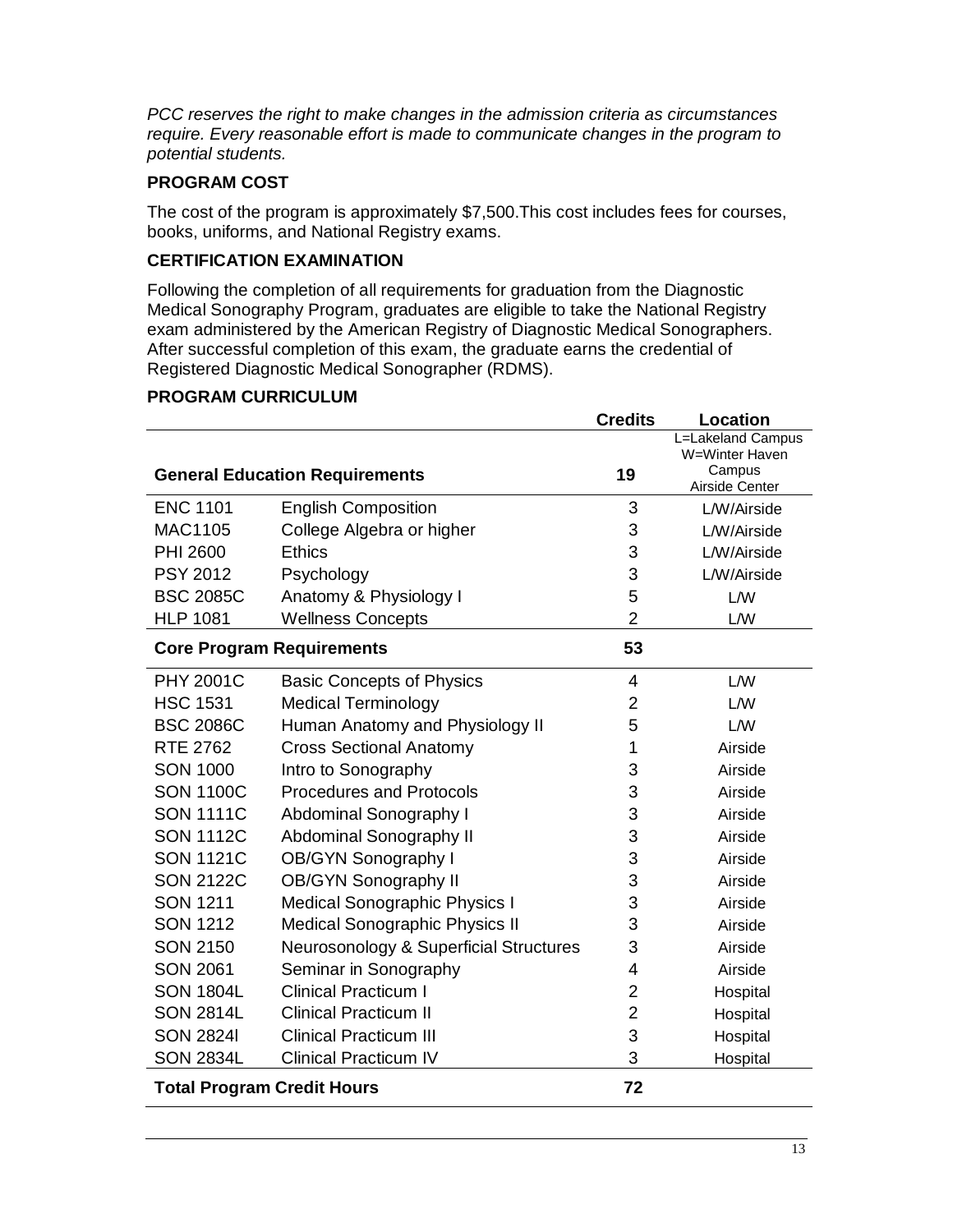*PCC reserves the right to make changes in the admission criteria as circumstances require. Every reasonable effort is made to communicate changes in the program to potential students.*

**PROGRAM COST**

The cost of the program is approximately $7,500.This cost includes fees for courses, books, uniforms, and National Registry exams.

**CERTIFICATION EXAMINATION**

Following the completion of all requirements for graduation from the Diagnostic Medical Sonography Program, graduates are eligible to take the National Registry exam administered by the American Registry of Diagnostic Medical Sonographers. After successful completion of this exam, the graduate earns the credential of Registered Diagnostic Medical Sonographer (RDMS).

**PROGRAM CURRICULUM**

| | | Credits | Location |
|---|---|---|---|
| **General Education Requirements** | | **19** | L=Lakeland Campus W=Winter Haven Campus Airside Center |
| ENC 1101 | English Composition | 3 | L/W/Airside |
| MAC1105 | College Algebra or higher | 3 | L/W/Airside |
| PHI 2600 | Ethics | 3 | L/W/Airside |
| PSY 2012 | Psychology | 3 | L/W/Airside |
| BSC 2085C | Anatomy & Physiology I | 5 | L/W |
| HLP 1081 | Wellness Concepts | 2 | L/W |
| **Core Program Requirements** | | **53** | |
| PHY 2001C | Basic Concepts of Physics | 4 | L/W |
| HSC 1531 | Medical Terminology | 2 | L/W |
| BSC 2086C | Human Anatomy and Physiology II | 5 | L/W |
| RTE 2762 | Cross Sectional Anatomy | 1 | Airside |
| SON 1000 | Intro to Sonography | 3 | Airside |
| SON 1100C | Procedures and Protocols | 3 | Airside |
| SON 1111C | Abdominal Sonography I | 3 | Airside |
| SON 1112C | Abdominal Sonography II | 3 | Airside |
| SON 1121C | OB/GYN Sonography I | 3 | Airside |
| SON 2122C | OB/GYN Sonography II | 3 | Airside |
| SON 1211 | Medical Sonographic Physics I | 3 | Airside |
| SON 1212 | Medical Sonographic Physics II | 3 | Airside |
| SON 2150 | Neurosonology & Superficial Structures | 3 | Airside |
| SON 2061 | Seminar in Sonography | 4 | Airside |
| SON 1804L | Clinical Practicum I | 2 | Hospital |
| SON 2814L | Clinical Practicum II | 2 | Hospital |
| SON 2824l | Clinical Practicum III | 3 | Hospital |
| SON 2834L | Clinical Practicum IV | 3 | Hospital |
| **Total Program Credit Hours** | | **72** | |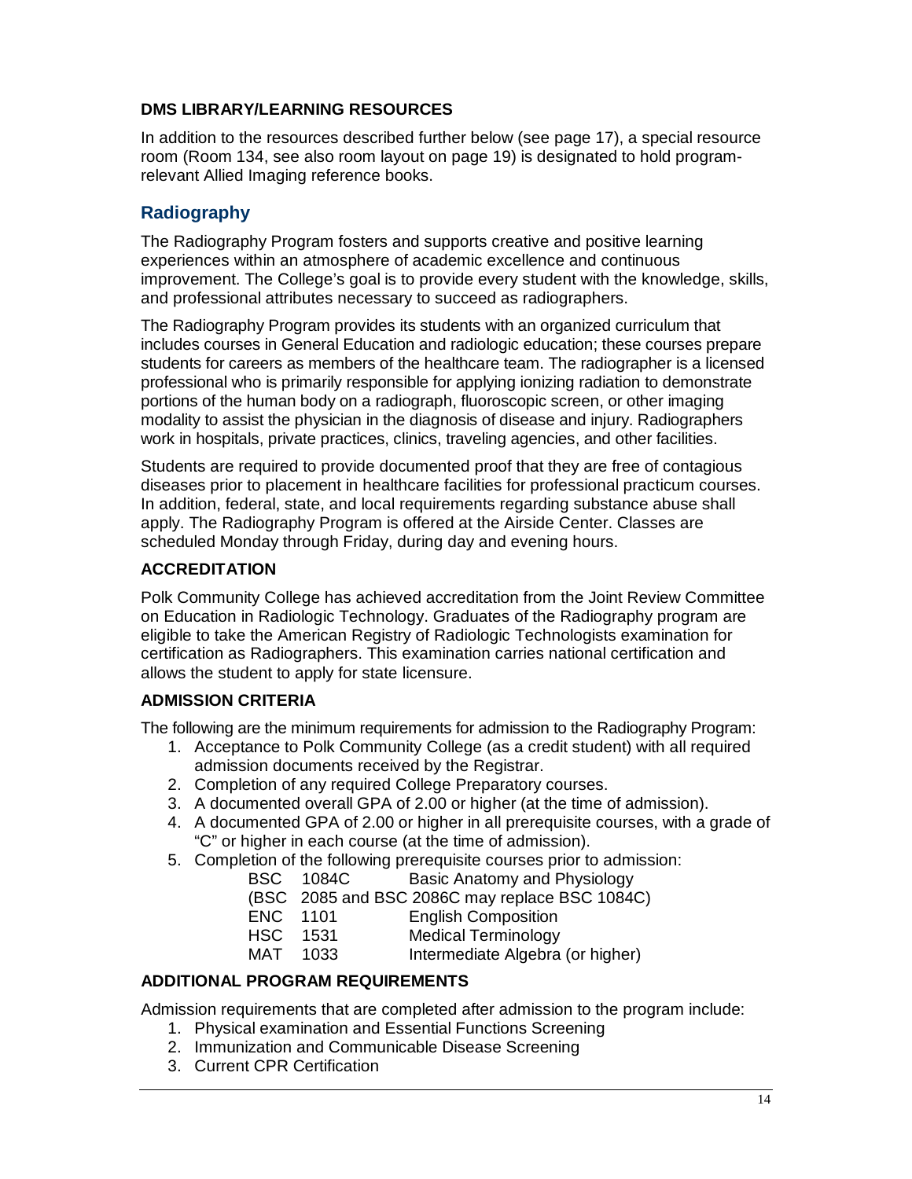**DMS LIBRARY/LEARNING RESOURCES**

In addition to the resources described further below (see page 17), a special resource room (Room 134, see also room layout on page 19) is designated to hold program-relevant Allied Imaging reference books.

## Radiography

The Radiography Program fosters and supports creative and positive learning experiences within an atmosphere of academic excellence and continuous improvement. The College's goal is to provide every student with the knowledge, skills, and professional attributes necessary to succeed as radiographers.

The Radiography Program provides its students with an organized curriculum that includes courses in General Education and radiologic education; these courses prepare students for careers as members of the healthcare team. The radiographer is a licensed professional who is primarily responsible for applying ionizing radiation to demonstrate portions of the human body on a radiograph, fluoroscopic screen, or other imaging modality to assist the physician in the diagnosis of disease and injury. Radiographers work in hospitals, private practices, clinics, traveling agencies, and other facilities.

Students are required to provide documented proof that they are free of contagious diseases prior to placement in healthcare facilities for professional practicum courses. In addition, federal, state, and local requirements regarding substance abuse shall apply. The Radiography Program is offered at the Airside Center. Classes are scheduled Monday through Friday, during day and evening hours.

**ACCREDITATION**

Polk Community College has achieved accreditation from the Joint Review Committee on Education in Radiologic Technology. Graduates of the Radiography program are eligible to take the American Registry of Radiologic Technologists examination for certification as Radiographers. This examination carries national certification and allows the student to apply for state licensure.

**ADMISSION CRITERIA**

The following are the minimum requirements for admission to the Radiography Program:

1. Acceptance to Polk Community College (as a credit student) with all required admission documents received by the Registrar.
2. Completion of any required College Preparatory courses.
3. A documented overall GPA of 2.00 or higher (at the time of admission).
4. A documented GPA of 2.00 or higher in all prerequisite courses, with a grade of "C" or higher in each course (at the time of admission).
5. Completion of the following prerequisite courses prior to admission:
   - BSC 1084C Basic Anatomy and Physiology
   - (BSC 2085 and BSC 2086C may replace BSC 1084C)
   - ENC 1101 English Composition
   - HSC 1531 Medical Terminology
   - MAT 1033 Intermediate Algebra (or higher)

**ADDITIONAL PROGRAM REQUIREMENTS**

Admission requirements that are completed after admission to the program include:

1. Physical examination and Essential Functions Screening
2. Immunization and Communicable Disease Screening
3. Current CPR Certification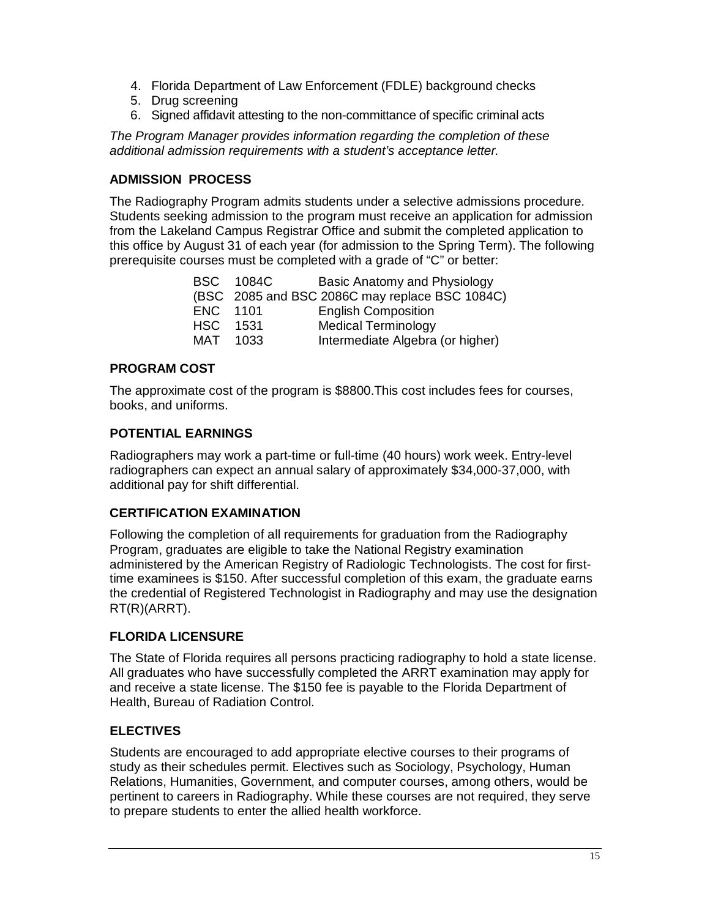4. Florida Department of Law Enforcement (FDLE) background checks
5. Drug screening
6. Signed affidavit attesting to the non-committance of specific criminal acts

*The Program Manager provides information regarding the completion of these additional admission requirements with a student's acceptance letter.*

### ADMISSION PROCESS

The Radiography Program admits students under a selective admissions procedure. Students seeking admission to the program must receive an application for admission from the Lakeland Campus Registrar Office and submit the completed application to this office by August 31 of each year (for admission to the Spring Term). The following prerequisite courses must be completed with a grade of "C" or better:

BSC 1084C Basic Anatomy and Physiology
(BSC 2085 and BSC 2086C may replace BSC 1084C)
ENC 1101 English Composition
HSC 1531 Medical Terminology
MAT 1033 Intermediate Algebra (or higher)

### PROGRAM COST

The approximate cost of the program is $8800.This cost includes fees for courses, books, and uniforms.

### POTENTIAL EARNINGS

Radiographers may work a part-time or full-time (40 hours) work week. Entry-level radiographers can expect an annual salary of approximately $34,000-37,000, with additional pay for shift differential.

### CERTIFICATION EXAMINATION

Following the completion of all requirements for graduation from the Radiography Program, graduates are eligible to take the National Registry examination administered by the American Registry of Radiologic Technologists. The cost for first-time examinees is $150. After successful completion of this exam, the graduate earns the credential of Registered Technologist in Radiography and may use the designation RT(R)(ARRT).

### FLORIDA LICENSURE

The State of Florida requires all persons practicing radiography to hold a state license. All graduates who have successfully completed the ARRT examination may apply for and receive a state license. The $150 fee is payable to the Florida Department of Health, Bureau of Radiation Control.

### ELECTIVES

Students are encouraged to add appropriate elective courses to their programs of study as their schedules permit. Electives such as Sociology, Psychology, Human Relations, Humanities, Government, and computer courses, among others, would be pertinent to careers in Radiography. While these courses are not required, they serve to prepare students to enter the allied health workforce.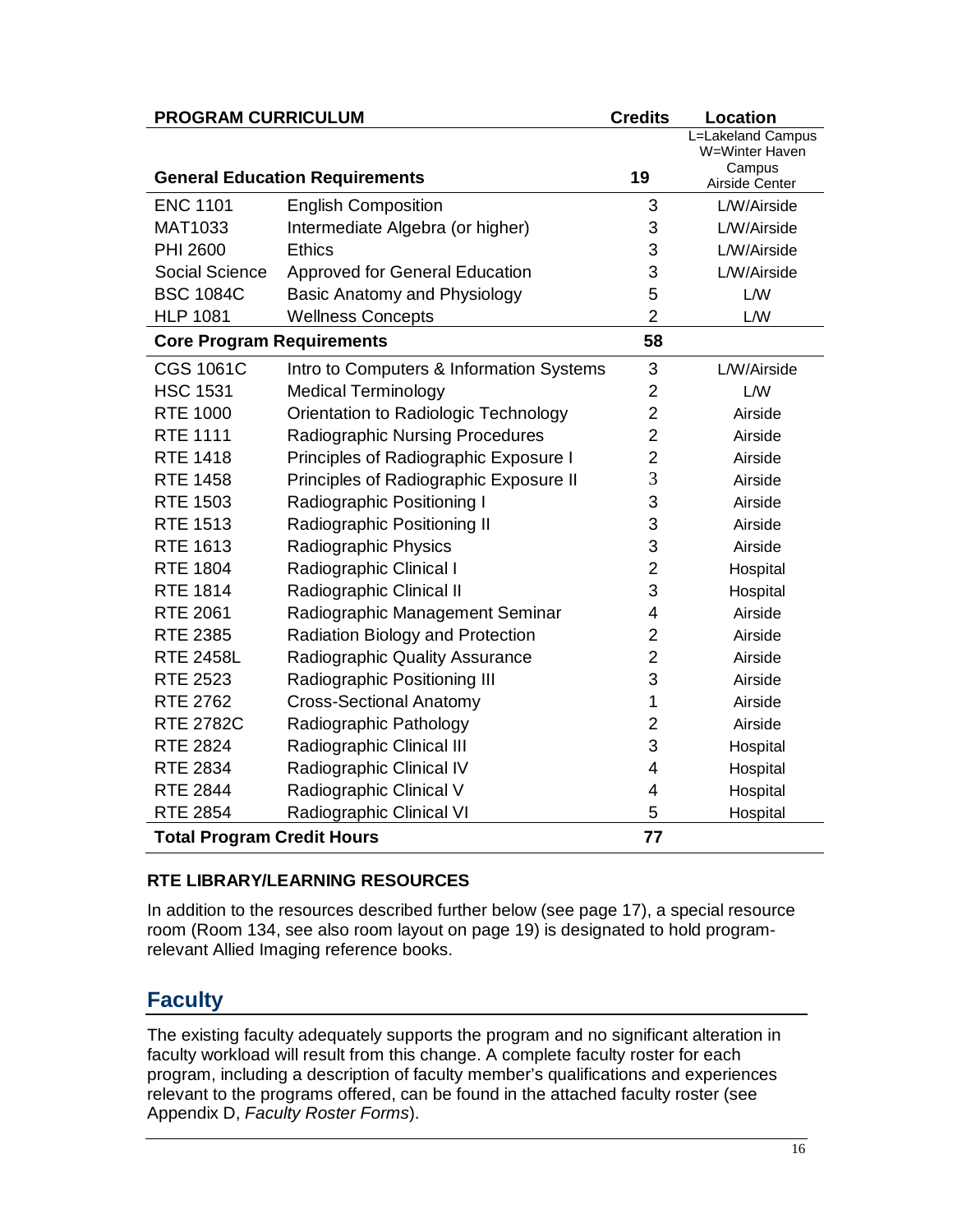| PROGRAM CURRICULUM | | Credits | Location |
|---|---|---|---|
| **General Education Requirements** | | **19** | L=Lakeland Campus W=Winter Haven Campus Airside Center |
| ENC 1101 | English Composition | 3 | L/W/Airside |
| MAT1033 | Intermediate Algebra (or higher) | 3 | L/W/Airside |
| PHI 2600 | Ethics | 3 | L/W/Airside |
| Social Science | Approved for General Education | 3 | L/W/Airside |
| BSC 1084C | Basic Anatomy and Physiology | 5 | L/W |
| HLP 1081 | Wellness Concepts | 2 | L/W |
| **Core Program Requirements** | | **58** | |
| CGS 1061C | Intro to Computers & Information Systems | 3 | L/W/Airside |
| HSC 1531 | Medical Terminology | 2 | L/W |
| RTE 1000 | Orientation to Radiologic Technology | 2 | Airside |
| RTE 1111 | Radiographic Nursing Procedures | 2 | Airside |
| RTE 1418 | Principles of Radiographic Exposure I | 2 | Airside |
| RTE 1458 | Principles of Radiographic Exposure II | 3 | Airside |
| RTE 1503 | Radiographic Positioning I | 3 | Airside |
| RTE 1513 | Radiographic Positioning II | 3 | Airside |
| RTE 1613 | Radiographic Physics | 3 | Airside |
| RTE 1804 | Radiographic Clinical I | 2 | Hospital |
| RTE 1814 | Radiographic Clinical II | 3 | Hospital |
| RTE 2061 | Radiographic Management Seminar | 4 | Airside |
| RTE 2385 | Radiation Biology and Protection | 2 | Airside |
| RTE 2458L | Radiographic Quality Assurance | 2 | Airside |
| RTE 2523 | Radiographic Positioning III | 3 | Airside |
| RTE 2762 | Cross-Sectional Anatomy | 1 | Airside |
| RTE 2782C | Radiographic Pathology | 2 | Airside |
| RTE 2824 | Radiographic Clinical III | 3 | Hospital |
| RTE 2834 | Radiographic Clinical IV | 4 | Hospital |
| RTE 2844 | Radiographic Clinical V | 4 | Hospital |
| RTE 2854 | Radiographic Clinical VI | 5 | Hospital |
| **Total Program Credit Hours** | | **77** | |

**RTE LIBRARY/LEARNING RESOURCES**

In addition to the resources described further below (see page 17), a special resource room (Room 134, see also room layout on page 19) is designated to hold program-relevant Allied Imaging reference books.

## Faculty

The existing faculty adequately supports the program and no significant alteration in faculty workload will result from this change. A complete faculty roster for each program, including a description of faculty member's qualifications and experiences relevant to the programs offered, can be found in the attached faculty roster (see Appendix D, *Faculty Roster Forms*).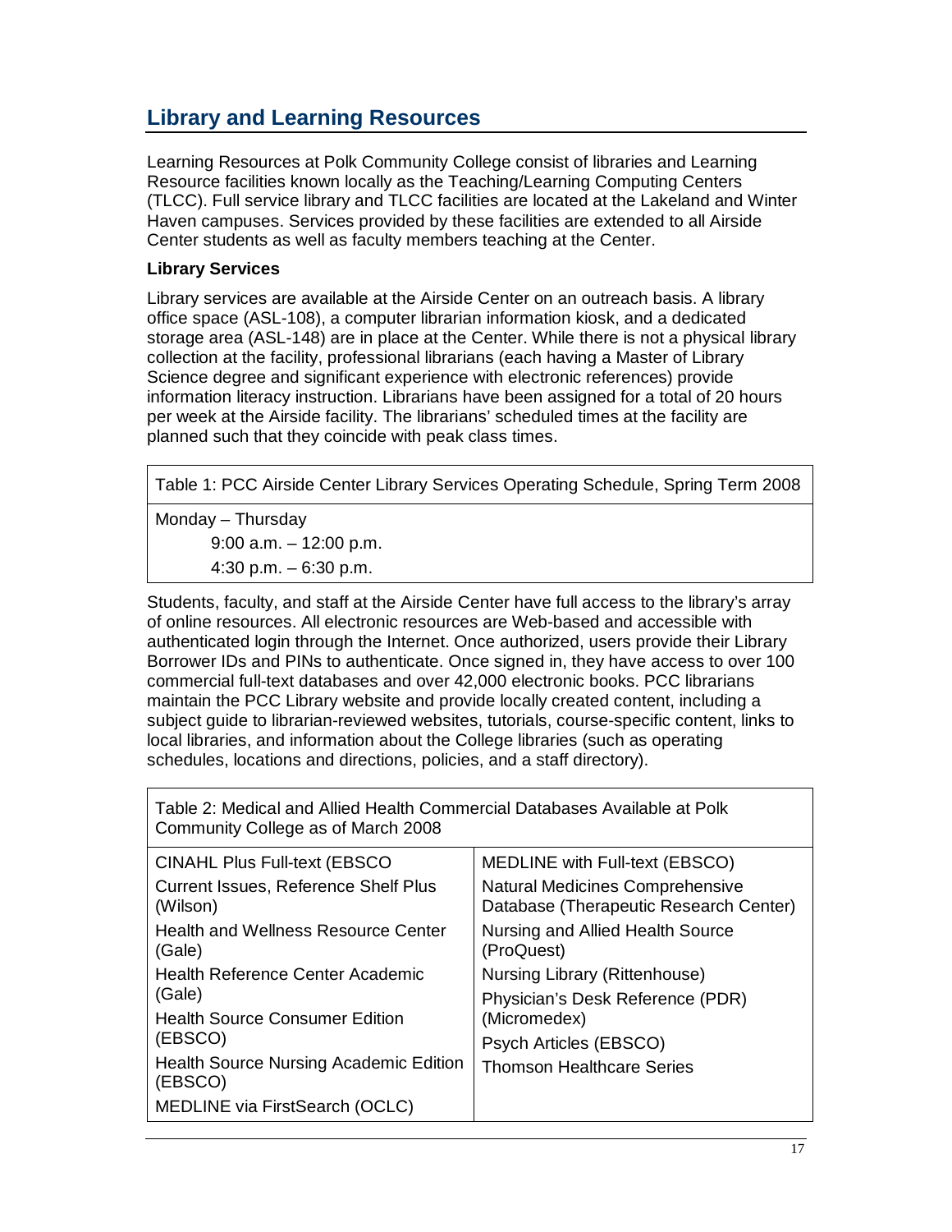## Library and Learning Resources

Learning Resources at Polk Community College consist of libraries and Learning Resource facilities known locally as the Teaching/Learning Computing Centers (TLCC). Full service library and TLCC facilities are located at the Lakeland and Winter Haven campuses. Services provided by these facilities are extended to all Airside Center students as well as faculty members teaching at the Center.

**Library Services**

Library services are available at the Airside Center on an outreach basis. A library office space (ASL-108), a computer librarian information kiosk, and a dedicated storage area (ASL-148) are in place at the Center. While there is not a physical library collection at the facility, professional librarians (each having a Master of Library Science degree and significant experience with electronic references) provide information literacy instruction. Librarians have been assigned for a total of 20 hours per week at the Airside facility. The librarians' scheduled times at the facility are planned such that they coincide with peak class times.

| Table 1: PCC Airside Center Library Services Operating Schedule, Spring Term 2008 |
|---|
| Monday – Thursday<br>9:00 a.m. – 12:00 p.m.<br>4:30 p.m. – 6:30 p.m. |

Students, faculty, and staff at the Airside Center have full access to the library's array of online resources. All electronic resources are Web-based and accessible with authenticated login through the Internet. Once authorized, users provide their Library Borrower IDs and PINs to authenticate. Once signed in, they have access to over 100 commercial full-text databases and over 42,000 electronic books. PCC librarians maintain the PCC Library website and provide locally created content, including a subject guide to librarian-reviewed websites, tutorials, course-specific content, links to local libraries, and information about the College libraries (such as operating schedules, locations and directions, policies, and a staff directory).

| Table 2: Medical and Allied Health Commercial Databases Available at Polk Community College as of March 2008 | |
|---|---|
| CINAHL Plus Full-text (EBSCO | MEDLINE with Full-text (EBSCO) |
| Current Issues, Reference Shelf Plus (Wilson) | Natural Medicines Comprehensive Database (Therapeutic Research Center) |
| Health and Wellness Resource Center (Gale) | Nursing and Allied Health Source (ProQuest) |
| Health Reference Center Academic (Gale) | Nursing Library (Rittenhouse) |
| Health Source Consumer Edition (EBSCO) | Physician's Desk Reference (PDR) (Micromedex) |
| Health Source Nursing Academic Edition (EBSCO) | Psych Articles (EBSCO) |
| MEDLINE via FirstSearch (OCLC) | Thomson Healthcare Series |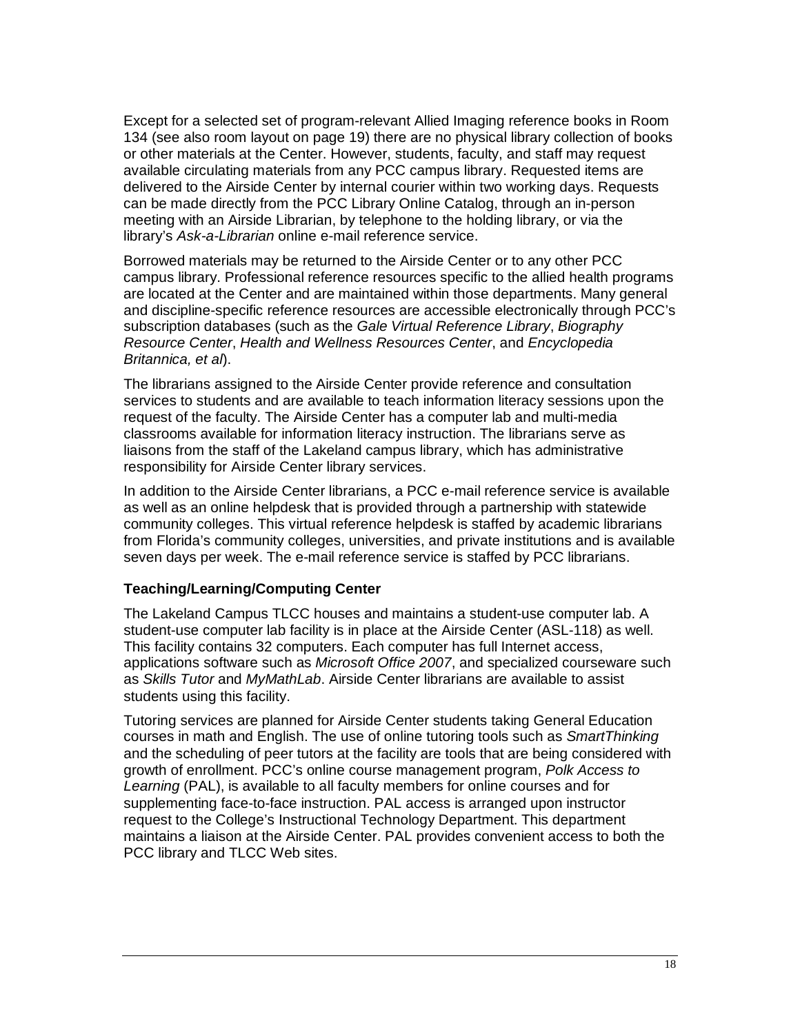Except for a selected set of program-relevant Allied Imaging reference books in Room 134 (see also room layout on page 19) there are no physical library collection of books or other materials at the Center. However, students, faculty, and staff may request available circulating materials from any PCC campus library. Requested items are delivered to the Airside Center by internal courier within two working days. Requests can be made directly from the PCC Library Online Catalog, through an in-person meeting with an Airside Librarian, by telephone to the holding library, or via the library's *Ask-a-Librarian* online e-mail reference service.

Borrowed materials may be returned to the Airside Center or to any other PCC campus library. Professional reference resources specific to the allied health programs are located at the Center and are maintained within those departments. Many general and discipline-specific reference resources are accessible electronically through PCC's subscription databases (such as the *Gale Virtual Reference Library*, *Biography Resource Center*, *Health and Wellness Resources Center*, and *Encyclopedia Britannica, et al*).

The librarians assigned to the Airside Center provide reference and consultation services to students and are available to teach information literacy sessions upon the request of the faculty. The Airside Center has a computer lab and multi-media classrooms available for information literacy instruction. The librarians serve as liaisons from the staff of the Lakeland campus library, which has administrative responsibility for Airside Center library services.

In addition to the Airside Center librarians, a PCC e-mail reference service is available as well as an online helpdesk that is provided through a partnership with statewide community colleges. This virtual reference helpdesk is staffed by academic librarians from Florida's community colleges, universities, and private institutions and is available seven days per week. The e-mail reference service is staffed by PCC librarians.

### Teaching/Learning/Computing Center

The Lakeland Campus TLCC houses and maintains a student-use computer lab. A student-use computer lab facility is in place at the Airside Center (ASL-118) as well. This facility contains 32 computers. Each computer has full Internet access, applications software such as *Microsoft Office 2007*, and specialized courseware such as *Skills Tutor* and *MyMathLab*. Airside Center librarians are available to assist students using this facility.

Tutoring services are planned for Airside Center students taking General Education courses in math and English. The use of online tutoring tools such as *SmartThinking* and the scheduling of peer tutors at the facility are tools that are being considered with growth of enrollment. PCC's online course management program, *Polk Access to Learning* (PAL), is available to all faculty members for online courses and for supplementing face-to-face instruction. PAL access is arranged upon instructor request to the College's Instructional Technology Department. This department maintains a liaison at the Airside Center. PAL provides convenient access to both the PCC library and TLCC Web sites.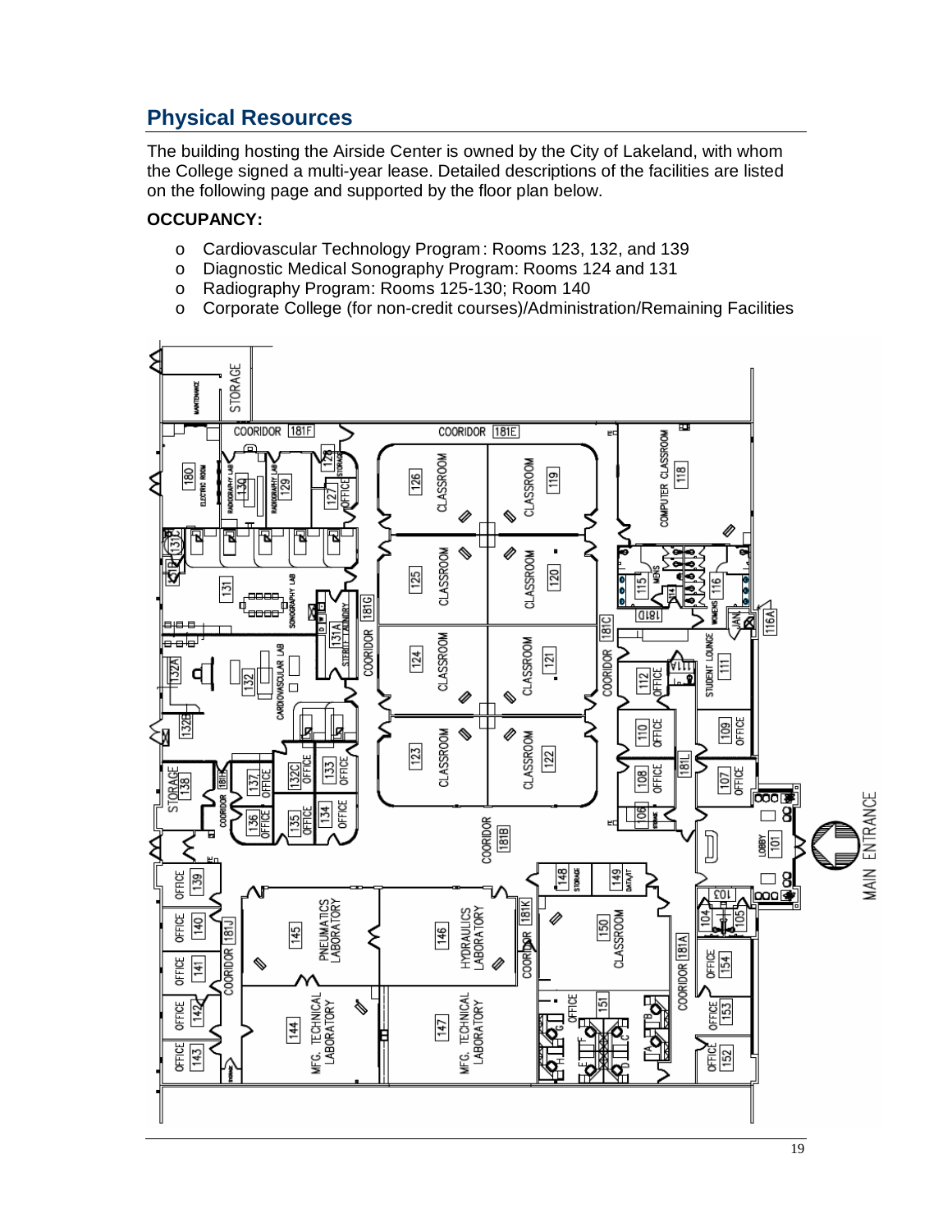## Physical Resources

The building hosting the Airside Center is owned by the City of Lakeland, with whom the College signed a multi-year lease. Detailed descriptions of the facilities are listed on the following page and supported by the floor plan below.

**OCCUPANCY:**

- Cardiovascular Technology Program: Rooms 123, 132, and 139
- Diagnostic Medical Sonography Program: Rooms 124 and 131
- Radiography Program: Rooms 125-130; Room 140
- Corporate College (for non-credit courses)/Administration/Remaining Facilities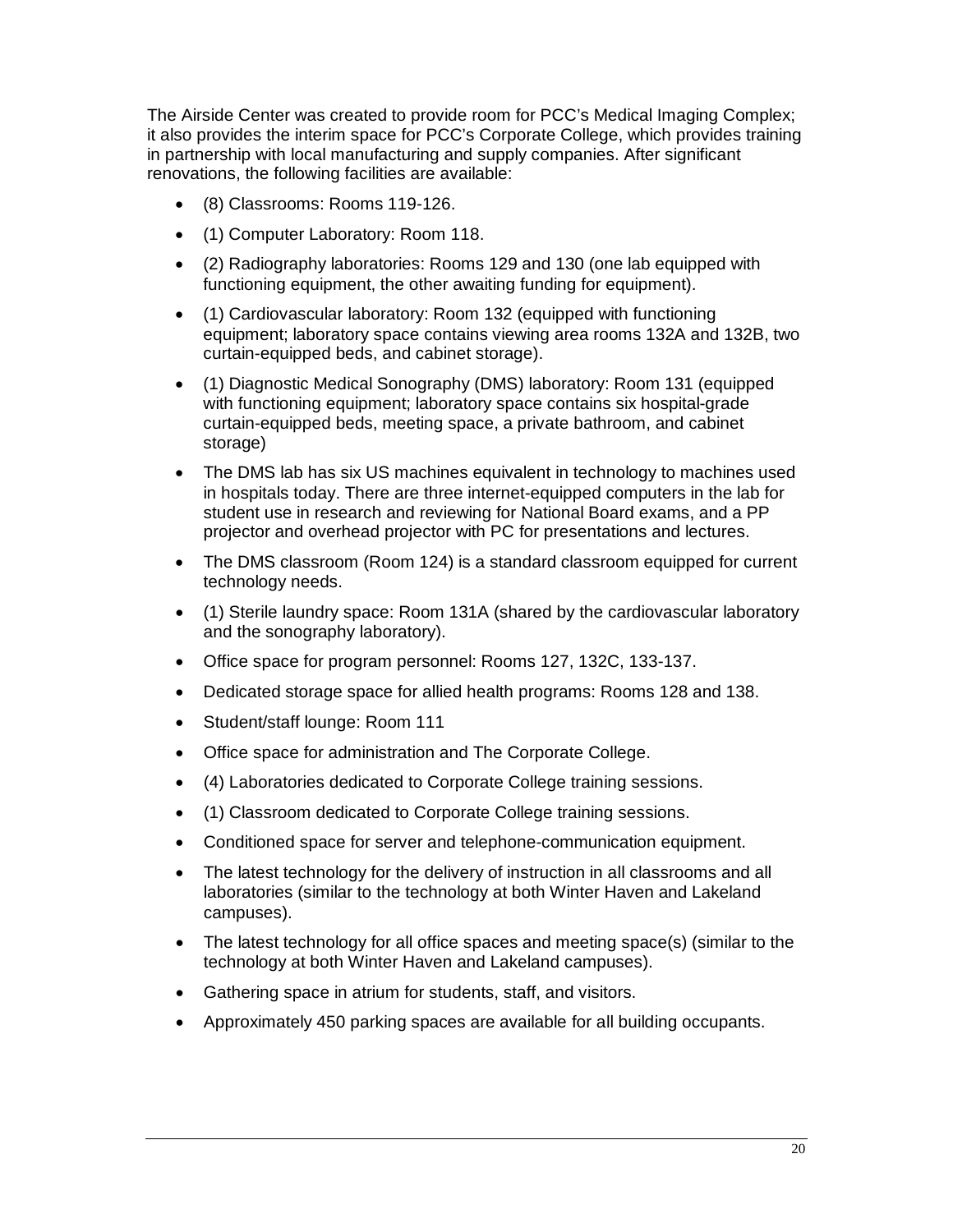The Airside Center was created to provide room for PCC's Medical Imaging Complex; it also provides the interim space for PCC's Corporate College, which provides training in partnership with local manufacturing and supply companies. After significant renovations, the following facilities are available:

- (8) Classrooms: Rooms 119-126.
- (1) Computer Laboratory: Room 118.
- (2) Radiography laboratories: Rooms 129 and 130 (one lab equipped with functioning equipment, the other awaiting funding for equipment).
- (1) Cardiovascular laboratory: Room 132 (equipped with functioning equipment; laboratory space contains viewing area rooms 132A and 132B, two curtain-equipped beds, and cabinet storage).
- (1) Diagnostic Medical Sonography (DMS) laboratory: Room 131 (equipped with functioning equipment; laboratory space contains six hospital-grade curtain-equipped beds, meeting space, a private bathroom, and cabinet storage)
- The DMS lab has six US machines equivalent in technology to machines used in hospitals today. There are three internet-equipped computers in the lab for student use in research and reviewing for National Board exams, and a PP projector and overhead projector with PC for presentations and lectures.
- The DMS classroom (Room 124) is a standard classroom equipped for current technology needs.
- (1) Sterile laundry space: Room 131A (shared by the cardiovascular laboratory and the sonography laboratory).
- Office space for program personnel: Rooms 127, 132C, 133-137.
- Dedicated storage space for allied health programs: Rooms 128 and 138.
- Student/staff lounge: Room 111
- Office space for administration and The Corporate College.
- (4) Laboratories dedicated to Corporate College training sessions.
- (1) Classroom dedicated to Corporate College training sessions.
- Conditioned space for server and telephone-communication equipment.
- The latest technology for the delivery of instruction in all classrooms and all laboratories (similar to the technology at both Winter Haven and Lakeland campuses).
- The latest technology for all office spaces and meeting space(s) (similar to the technology at both Winter Haven and Lakeland campuses).
- Gathering space in atrium for students, staff, and visitors.
- Approximately 450 parking spaces are available for all building occupants.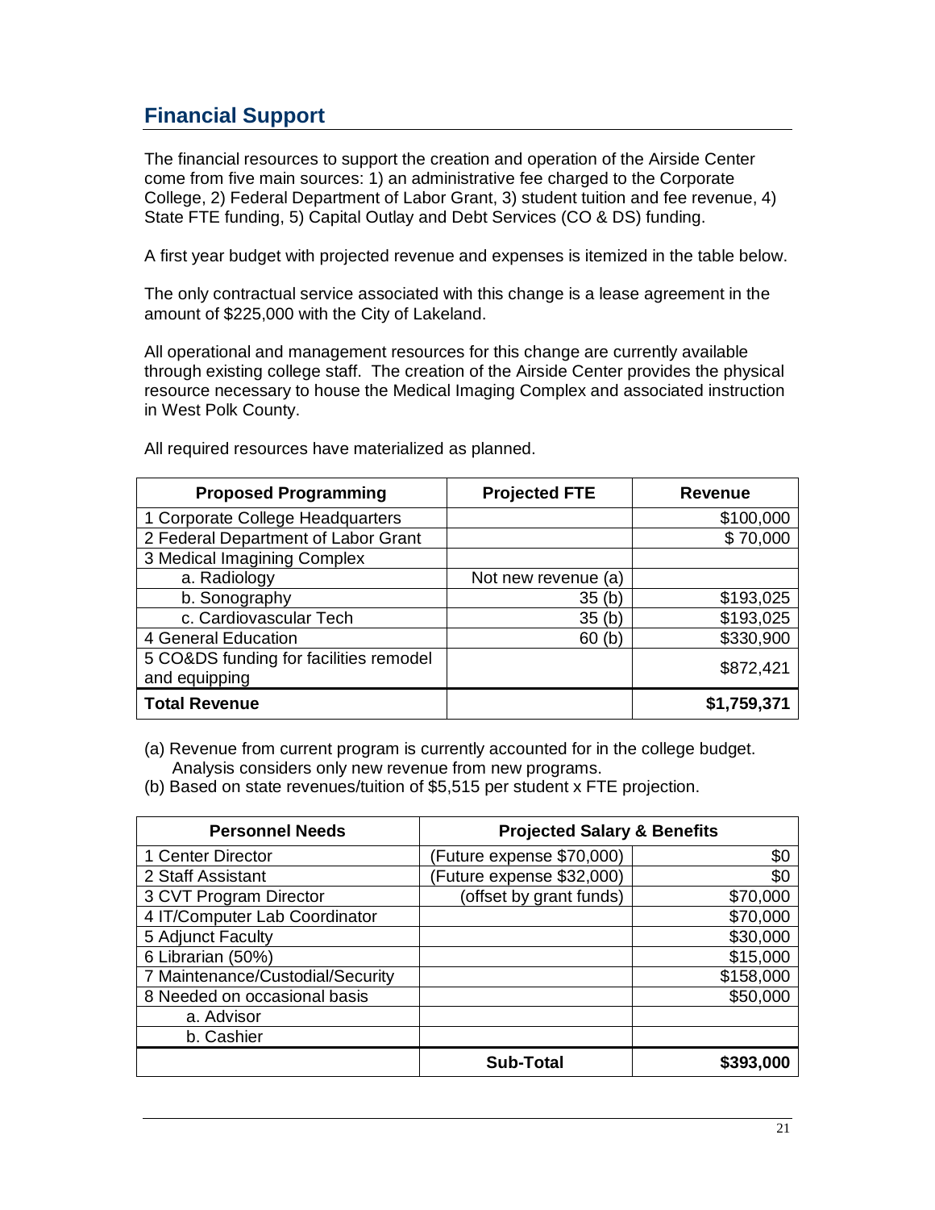## Financial Support

The financial resources to support the creation and operation of the Airside Center come from five main sources: 1) an administrative fee charged to the Corporate College, 2) Federal Department of Labor Grant, 3) student tuition and fee revenue, 4) State FTE funding, 5) Capital Outlay and Debt Services (CO & DS) funding.

A first year budget with projected revenue and expenses is itemized in the table below.

The only contractual service associated with this change is a lease agreement in the amount of $225,000 with the City of Lakeland.

All operational and management resources for this change are currently available through existing college staff. The creation of the Airside Center provides the physical resource necessary to house the Medical Imaging Complex and associated instruction in West Polk County.

All required resources have materialized as planned.

| Proposed Programming | Projected FTE | Revenue |
|---|---|---|
| 1 Corporate College Headquarters | | $100,000 |
| 2 Federal Department of Labor Grant | | $ 70,000 |
| 3 Medical Imagining Complex | | |
| a. Radiology | Not new revenue (a) | |
| b. Sonography | 35 (b) | $193,025 |
| c. Cardiovascular Tech | 35 (b) | $193,025 |
| 4 General Education | 60 (b) | $330,900 |
| 5 CO&DS funding for facilities remodel and equipping | | $872,421 |
| **Total Revenue** | | **$1,759,371** |

(a) Revenue from current program is currently accounted for in the college budget. Analysis considers only new revenue from new programs.
(b) Based on state revenues/tuition of $5,515 per student x FTE projection.

| Personnel Needs | Projected Salary & Benefits | |
|---|---|---|
| 1 Center Director | (Future expense $70,000) | $0 |
| 2 Staff Assistant | (Future expense $32,000) | $0 |
| 3 CVT Program Director | (offset by grant funds) | $70,000 |
| 4 IT/Computer Lab Coordinator | | $70,000 |
| 5 Adjunct Faculty | | $30,000 |
| 6 Librarian (50%) | | $15,000 |
| 7 Maintenance/Custodial/Security | | $158,000 |
| 8 Needed on occasional basis | | $50,000 |
| a. Advisor | | |
| b. Cashier | | |
| | **Sub-Total** | **$393,000** |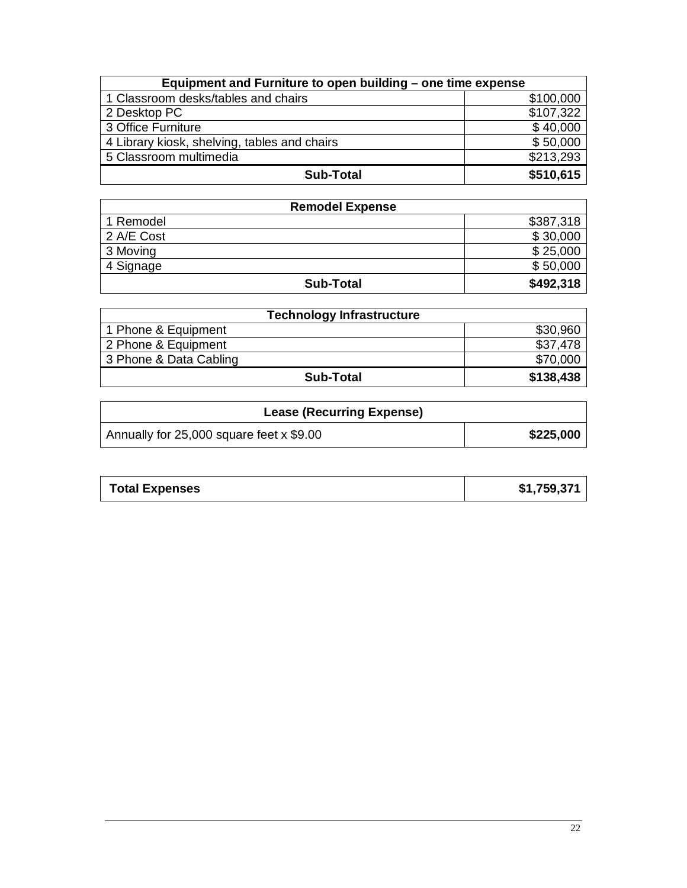| Equipment and Furniture to open building – one time expense | |
|---|---|
| 1 Classroom desks/tables and chairs | $100,000 |
| 2 Desktop PC | $107,322 |
| 3 Office Furniture | $ 40,000 |
| 4 Library kiosk, shelving, tables and chairs | $ 50,000 |
| 5 Classroom multimedia | $213,293 |
| **Sub-Total** | **$510,615** |

| Remodel Expense | |
|---|---|
| 1 Remodel | $387,318 |
| 2 A/E Cost | $ 30,000 |
| 3 Moving | $ 25,000 |
| 4 Signage | $ 50,000 |
| **Sub-Total** | **$492,318** |

| Technology Infrastructure | |
|---|---|
| 1 Phone & Equipment | $30,960 |
| 2 Phone & Equipment | $37,478 |
| 3 Phone & Data Cabling | $70,000 |
| **Sub-Total** | **$138,438** |

| Lease (Recurring Expense) | |
|---|---|
| Annually for 25,000 square feet x $9.00 | **$225,000** |

| **Total Expenses** | **$1,759,371** |
|---|---|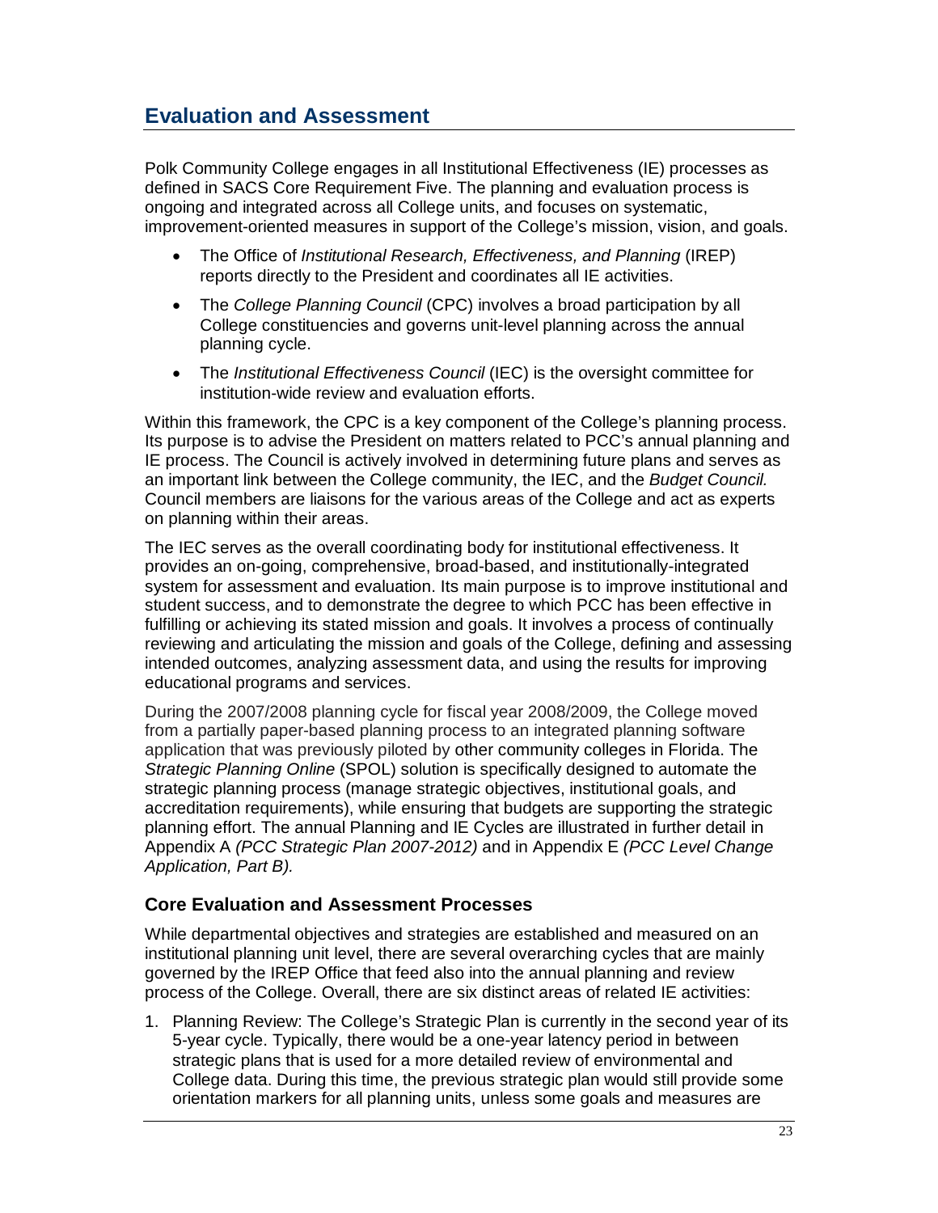## Evaluation and Assessment

Polk Community College engages in all Institutional Effectiveness (IE) processes as defined in SACS Core Requirement Five. The planning and evaluation process is ongoing and integrated across all College units, and focuses on systematic, improvement-oriented measures in support of the College's mission, vision, and goals.

- The Office of *Institutional Research, Effectiveness, and Planning* (IREP) reports directly to the President and coordinates all IE activities.
- The *College Planning Council* (CPC) involves a broad participation by all College constituencies and governs unit-level planning across the annual planning cycle.
- The *Institutional Effectiveness Council* (IEC) is the oversight committee for institution-wide review and evaluation efforts.

Within this framework, the CPC is a key component of the College's planning process. Its purpose is to advise the President on matters related to PCC's annual planning and IE process. The Council is actively involved in determining future plans and serves as an important link between the College community, the IEC, and the *Budget Council.* Council members are liaisons for the various areas of the College and act as experts on planning within their areas.

The IEC serves as the overall coordinating body for institutional effectiveness. It provides an on-going, comprehensive, broad-based, and institutionally-integrated system for assessment and evaluation. Its main purpose is to improve institutional and student success, and to demonstrate the degree to which PCC has been effective in fulfilling or achieving its stated mission and goals. It involves a process of continually reviewing and articulating the mission and goals of the College, defining and assessing intended outcomes, analyzing assessment data, and using the results for improving educational programs and services.

During the 2007/2008 planning cycle for fiscal year 2008/2009, the College moved from a partially paper-based planning process to an integrated planning software application that was previously piloted by other community colleges in Florida. The *Strategic Planning Online* (SPOL) solution is specifically designed to automate the strategic planning process (manage strategic objectives, institutional goals, and accreditation requirements), while ensuring that budgets are supporting the strategic planning effort. The annual Planning and IE Cycles are illustrated in further detail in Appendix A *(PCC Strategic Plan 2007-2012)* and in Appendix E *(PCC Level Change Application, Part B).*

### Core Evaluation and Assessment Processes

While departmental objectives and strategies are established and measured on an institutional planning unit level, there are several overarching cycles that are mainly governed by the IREP Office that feed also into the annual planning and review process of the College. Overall, there are six distinct areas of related IE activities:

1. Planning Review: The College's Strategic Plan is currently in the second year of its 5-year cycle. Typically, there would be a one-year latency period in between strategic plans that is used for a more detailed review of environmental and College data. During this time, the previous strategic plan would still provide some orientation markers for all planning units, unless some goals and measures are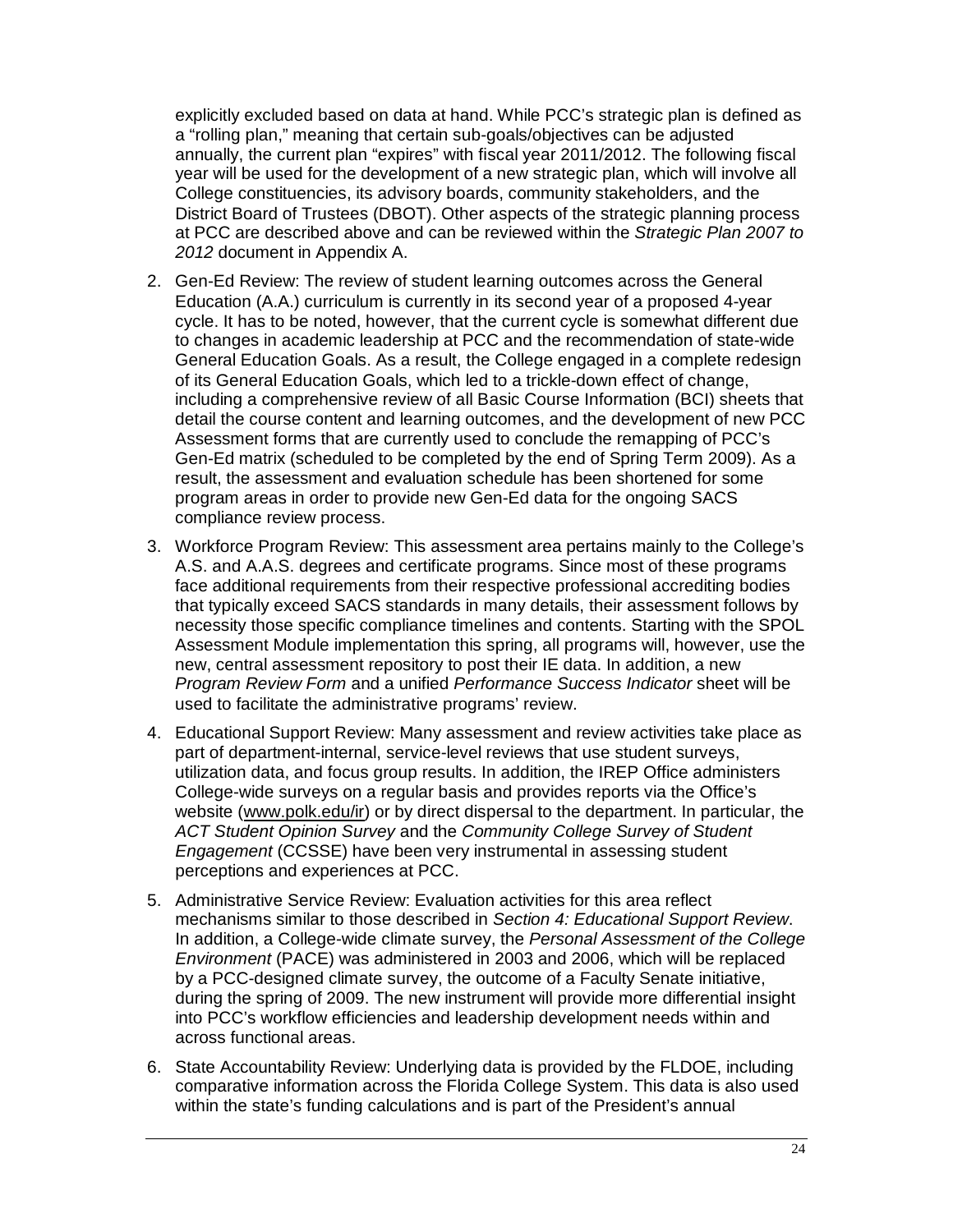explicitly excluded based on data at hand. While PCC's strategic plan is defined as a "rolling plan," meaning that certain sub-goals/objectives can be adjusted annually, the current plan "expires" with fiscal year 2011/2012. The following fiscal year will be used for the development of a new strategic plan, which will involve all College constituencies, its advisory boards, community stakeholders, and the District Board of Trustees (DBOT). Other aspects of the strategic planning process at PCC are described above and can be reviewed within the *Strategic Plan 2007 to 2012* document in Appendix A.

2. Gen-Ed Review: The review of student learning outcomes across the General Education (A.A.) curriculum is currently in its second year of a proposed 4-year cycle. It has to be noted, however, that the current cycle is somewhat different due to changes in academic leadership at PCC and the recommendation of state-wide General Education Goals. As a result, the College engaged in a complete redesign of its General Education Goals, which led to a trickle-down effect of change, including a comprehensive review of all Basic Course Information (BCI) sheets that detail the course content and learning outcomes, and the development of new PCC Assessment forms that are currently used to conclude the remapping of PCC's Gen-Ed matrix (scheduled to be completed by the end of Spring Term 2009). As a result, the assessment and evaluation schedule has been shortened for some program areas in order to provide new Gen-Ed data for the ongoing SACS compliance review process.
3. Workforce Program Review: This assessment area pertains mainly to the College's A.S. and A.A.S. degrees and certificate programs. Since most of these programs face additional requirements from their respective professional accrediting bodies that typically exceed SACS standards in many details, their assessment follows by necessity those specific compliance timelines and contents. Starting with the SPOL Assessment Module implementation this spring, all programs will, however, use the new, central assessment repository to post their IE data. In addition, a new *Program Review Form* and a unified *Performance Success Indicator* sheet will be used to facilitate the administrative programs' review.
4. Educational Support Review: Many assessment and review activities take place as part of department-internal, service-level reviews that use student surveys, utilization data, and focus group results. In addition, the IREP Office administers College-wide surveys on a regular basis and provides reports via the Office's website (www.polk.edu/ir) or by direct dispersal to the department. In particular, the *ACT Student Opinion Survey* and the *Community College Survey of Student Engagement* (CCSSE) have been very instrumental in assessing student perceptions and experiences at PCC.
5. Administrative Service Review: Evaluation activities for this area reflect mechanisms similar to those described in *Section 4: Educational Support Review*. In addition, a College-wide climate survey, the *Personal Assessment of the College Environment* (PACE) was administered in 2003 and 2006, which will be replaced by a PCC-designed climate survey, the outcome of a Faculty Senate initiative, during the spring of 2009. The new instrument will provide more differential insight into PCC's workflow efficiencies and leadership development needs within and across functional areas.
6. State Accountability Review: Underlying data is provided by the FLDOE, including comparative information across the Florida College System. This data is also used within the state's funding calculations and is part of the President's annual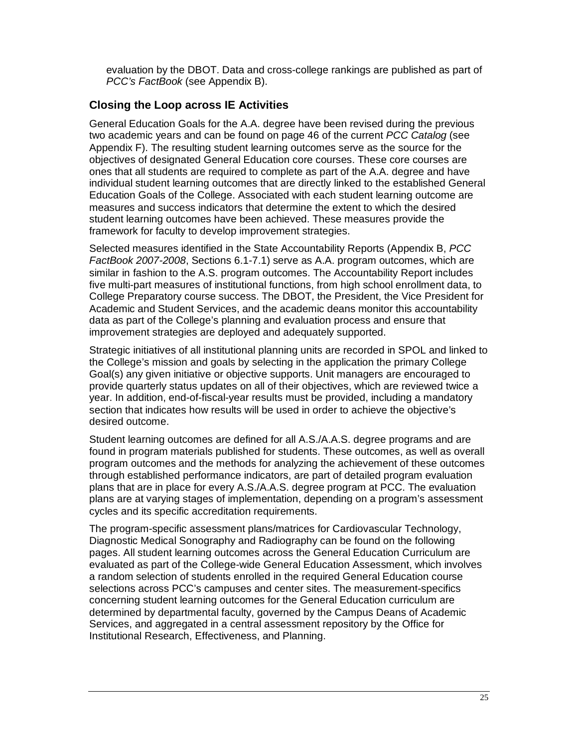evaluation by the DBOT. Data and cross-college rankings are published as part of *PCC's FactBook* (see Appendix B).

## Closing the Loop across IE Activities

General Education Goals for the A.A. degree have been revised during the previous two academic years and can be found on page 46 of the current *PCC Catalog* (see Appendix F). The resulting student learning outcomes serve as the source for the objectives of designated General Education core courses. These core courses are ones that all students are required to complete as part of the A.A. degree and have individual student learning outcomes that are directly linked to the established General Education Goals of the College. Associated with each student learning outcome are measures and success indicators that determine the extent to which the desired student learning outcomes have been achieved. These measures provide the framework for faculty to develop improvement strategies.

Selected measures identified in the State Accountability Reports (Appendix B, *PCC FactBook 2007-2008*, Sections 6.1-7.1) serve as A.A. program outcomes, which are similar in fashion to the A.S. program outcomes. The Accountability Report includes five multi-part measures of institutional functions, from high school enrollment data, to College Preparatory course success. The DBOT, the President, the Vice President for Academic and Student Services, and the academic deans monitor this accountability data as part of the College's planning and evaluation process and ensure that improvement strategies are deployed and adequately supported.

Strategic initiatives of all institutional planning units are recorded in SPOL and linked to the College's mission and goals by selecting in the application the primary College Goal(s) any given initiative or objective supports. Unit managers are encouraged to provide quarterly status updates on all of their objectives, which are reviewed twice a year. In addition, end-of-fiscal-year results must be provided, including a mandatory section that indicates how results will be used in order to achieve the objective's desired outcome.

Student learning outcomes are defined for all A.S./A.A.S. degree programs and are found in program materials published for students. These outcomes, as well as overall program outcomes and the methods for analyzing the achievement of these outcomes through established performance indicators, are part of detailed program evaluation plans that are in place for every A.S./A.A.S. degree program at PCC. The evaluation plans are at varying stages of implementation, depending on a program's assessment cycles and its specific accreditation requirements.

The program-specific assessment plans/matrices for Cardiovascular Technology, Diagnostic Medical Sonography and Radiography can be found on the following pages. All student learning outcomes across the General Education Curriculum are evaluated as part of the College-wide General Education Assessment, which involves a random selection of students enrolled in the required General Education course selections across PCC's campuses and center sites. The measurement-specifics concerning student learning outcomes for the General Education curriculum are determined by departmental faculty, governed by the Campus Deans of Academic Services, and aggregated in a central assessment repository by the Office for Institutional Research, Effectiveness, and Planning.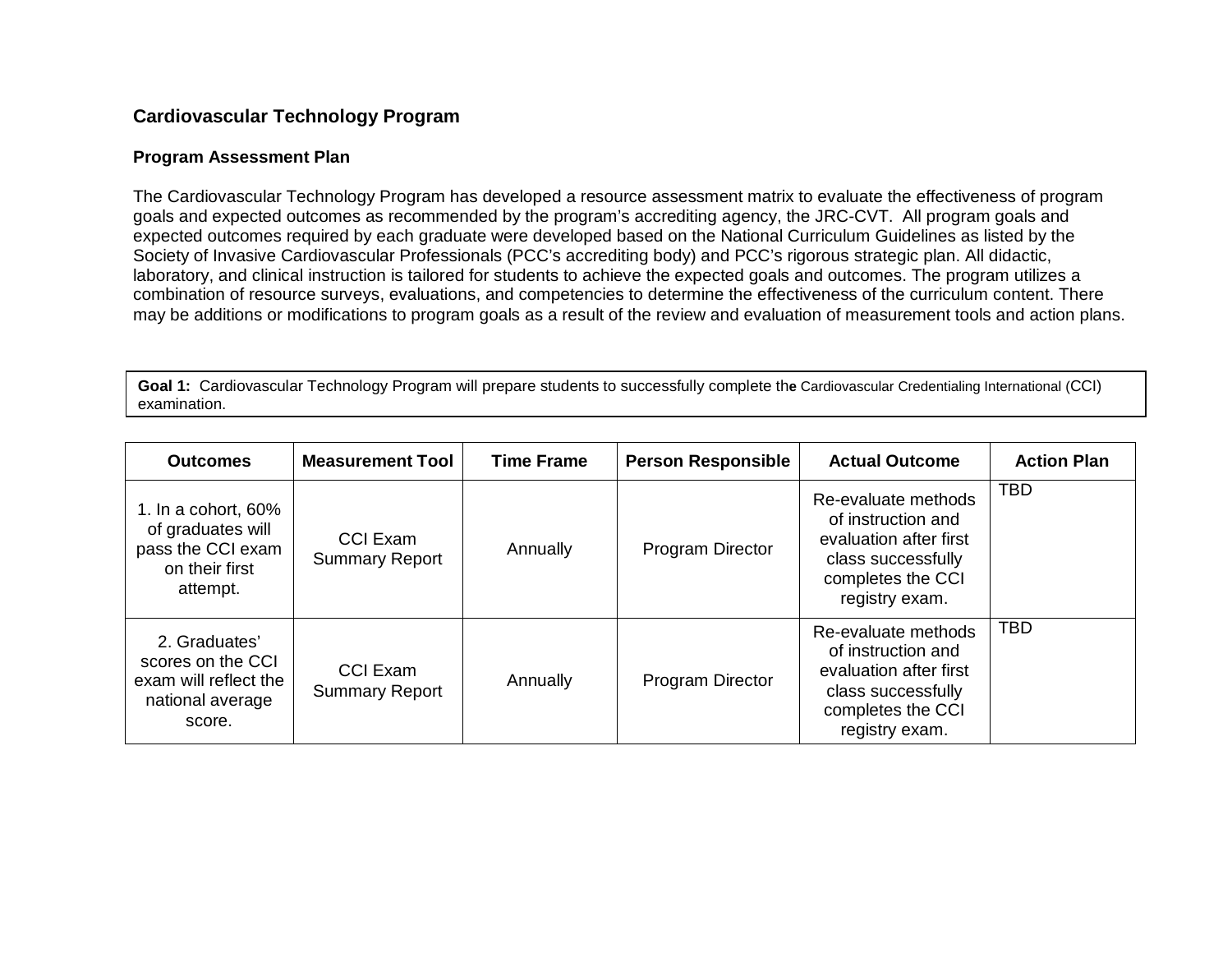## Cardiovascular Technology Program

### Program Assessment Plan

The Cardiovascular Technology Program has developed a resource assessment matrix to evaluate the effectiveness of program goals and expected outcomes as recommended by the program's accrediting agency, the JRC-CVT. All program goals and expected outcomes required by each graduate were developed based on the National Curriculum Guidelines as listed by the Society of Invasive Cardiovascular Professionals (PCC's accrediting body) and PCC's rigorous strategic plan. All didactic, laboratory, and clinical instruction is tailored for students to achieve the expected goals and outcomes. The program utilizes a combination of resource surveys, evaluations, and competencies to determine the effectiveness of the curriculum content. There may be additions or modifications to program goals as a result of the review and evaluation of measurement tools and action plans.

**Goal 1:** Cardiovascular Technology Program will prepare students to successfully complete the Cardiovascular Credentialing International (CCI) examination.

| Outcomes | Measurement Tool | Time Frame | Person Responsible | Actual Outcome | Action Plan |
|---|---|---|---|---|---|
| 1. In a cohort, 60% of graduates will pass the CCI exam on their first attempt. | CCI Exam Summary Report | Annually | Program Director | Re-evaluate methods of instruction and evaluation after first class successfully completes the CCI registry exam. | TBD |
| 2. Graduates' scores on the CCI exam will reflect the national average score. | CCI Exam Summary Report | Annually | Program Director | Re-evaluate methods of instruction and evaluation after first class successfully completes the CCI registry exam. | TBD |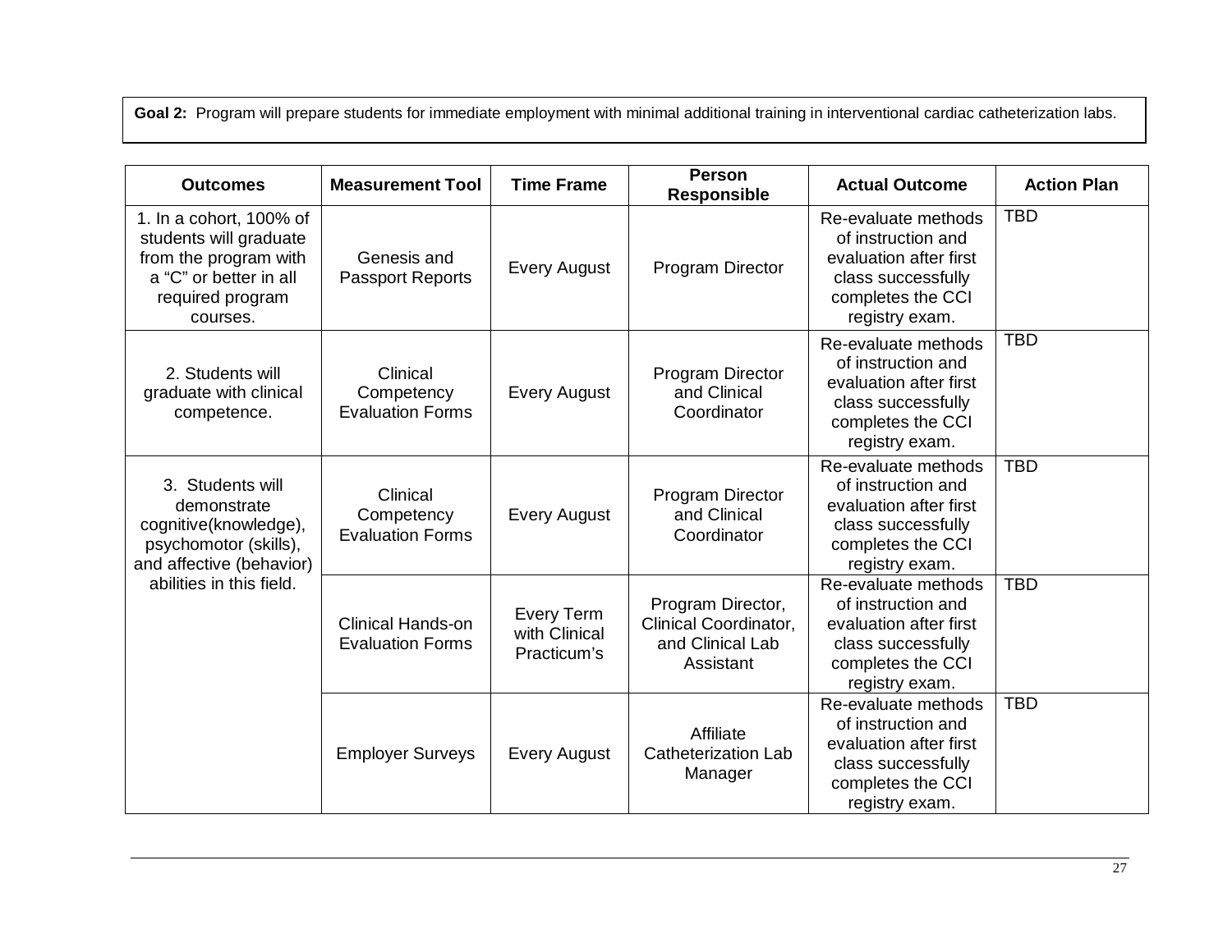**Goal 2:** Program will prepare students for immediate employment with minimal additional training in interventional cardiac catheterization labs.

| Outcomes | Measurement Tool | Time Frame | Person Responsible | Actual Outcome | Action Plan |
|---|---|---|---|---|---|
| 1. In a cohort, 100% of students will graduate from the program with a "C" or better in all required program courses. | Genesis and Passport Reports | Every August | Program Director | Re-evaluate methods of instruction and evaluation after first class successfully completes the CCI registry exam. | TBD |
| 2. Students will graduate with clinical competence. | Clinical Competency Evaluation Forms | Every August | Program Director and Clinical Coordinator | Re-evaluate methods of instruction and evaluation after first class successfully completes the CCI registry exam. | TBD |
| 3. Students will demonstrate cognitive(knowledge), psychomotor (skills), and affective (behavior) abilities in this field. | Clinical Competency Evaluation Forms | Every August | Program Director and Clinical Coordinator | Re-evaluate methods of instruction and evaluation after first class successfully completes the CCI registry exam. | TBD |
| | Clinical Hands-on Evaluation Forms | Every Term with Clinical Practicum's | Program Director, Clinical Coordinator, and Clinical Lab Assistant | Re-evaluate methods of instruction and evaluation after first class successfully completes the CCI registry exam. | TBD |
| | Employer Surveys | Every August | Affiliate Catheterization Lab Manager | Re-evaluate methods of instruction and evaluation after first class successfully completes the CCI registry exam. | TBD |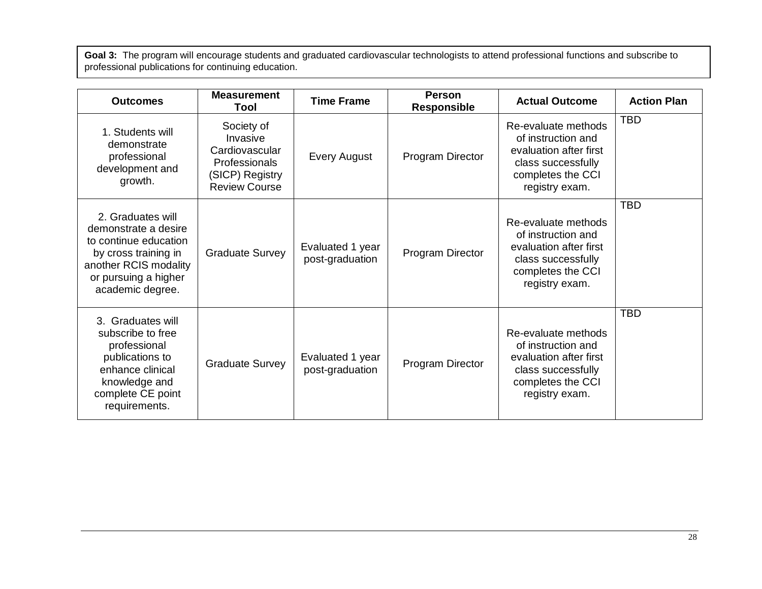**Goal 3:** The program will encourage students and graduated cardiovascular technologists to attend professional functions and subscribe to professional publications for continuing education.

| Outcomes | Measurement Tool | Time Frame | Person Responsible | Actual Outcome | Action Plan |
|---|---|---|---|---|---|
| 1. Students will demonstrate professional development and growth. | Society of Invasive Cardiovascular Professionals (SICP) Registry Review Course | Every August | Program Director | Re-evaluate methods of instruction and evaluation after first class successfully completes the CCI registry exam. | TBD |
| 2. Graduates will demonstrate a desire to continue education by cross training in another RCIS modality or pursuing a higher academic degree. | Graduate Survey | Evaluated 1 year post-graduation | Program Director | Re-evaluate methods of instruction and evaluation after first class successfully completes the CCI registry exam. | TBD |
| 3. Graduates will subscribe to free professional publications to enhance clinical knowledge and complete CE point requirements. | Graduate Survey | Evaluated 1 year post-graduation | Program Director | Re-evaluate methods of instruction and evaluation after first class successfully completes the CCI registry exam. | TBD |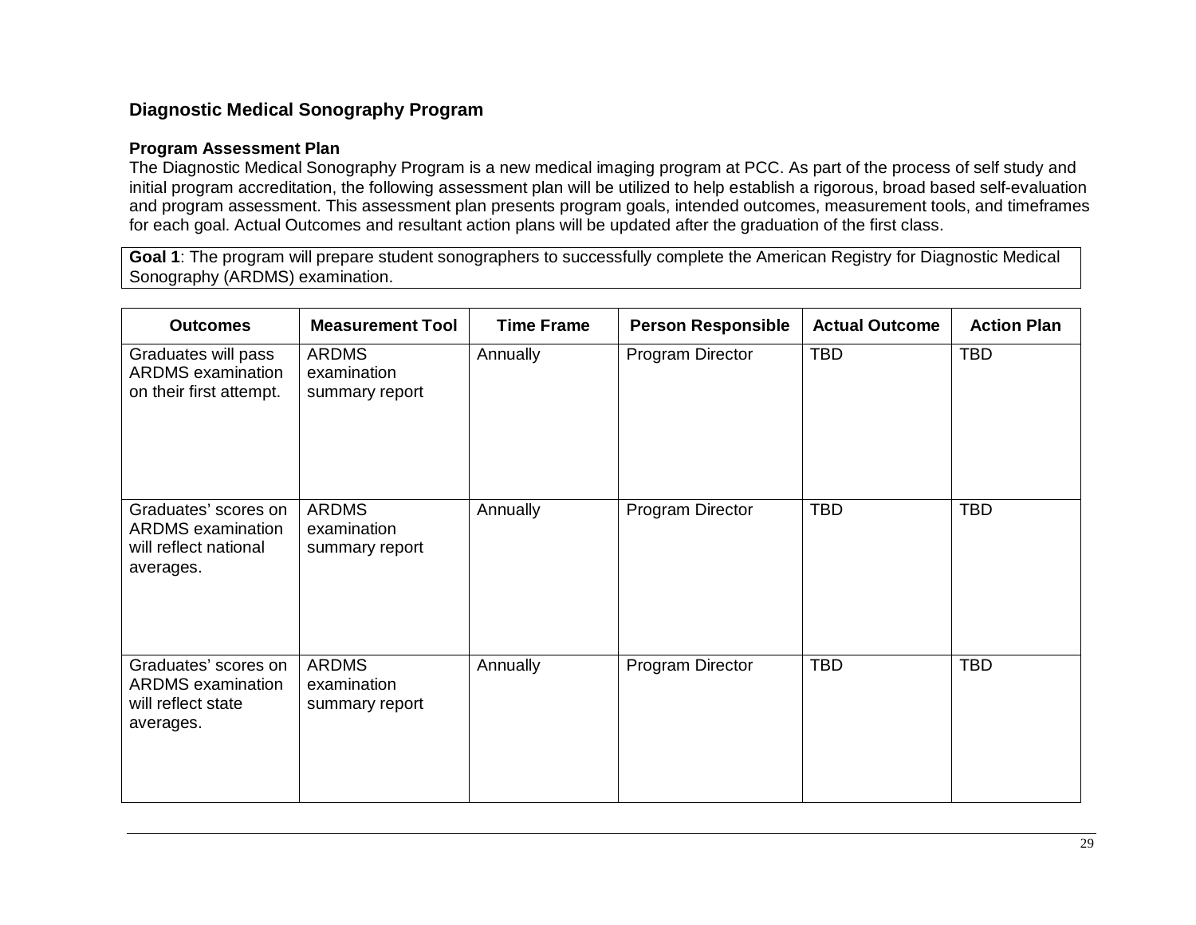## Diagnostic Medical Sonography Program

### Program Assessment Plan

The Diagnostic Medical Sonography Program is a new medical imaging program at PCC. As part of the process of self study and initial program accreditation, the following assessment plan will be utilized to help establish a rigorous, broad based self-evaluation and program assessment. This assessment plan presents program goals, intended outcomes, measurement tools, and timeframes for each goal. Actual Outcomes and resultant action plans will be updated after the graduation of the first class.

**Goal 1**: The program will prepare student sonographers to successfully complete the American Registry for Diagnostic Medical Sonography (ARDMS) examination.

| Outcomes | Measurement Tool | Time Frame | Person Responsible | Actual Outcome | Action Plan |
|---|---|---|---|---|---|
| Graduates will pass ARDMS examination on their first attempt. | ARDMS examination summary report | Annually | Program Director | TBD | TBD |
| Graduates' scores on ARDMS examination will reflect national averages. | ARDMS examination summary report | Annually | Program Director | TBD | TBD |
| Graduates' scores on ARDMS examination will reflect state averages. | ARDMS examination summary report | Annually | Program Director | TBD | TBD |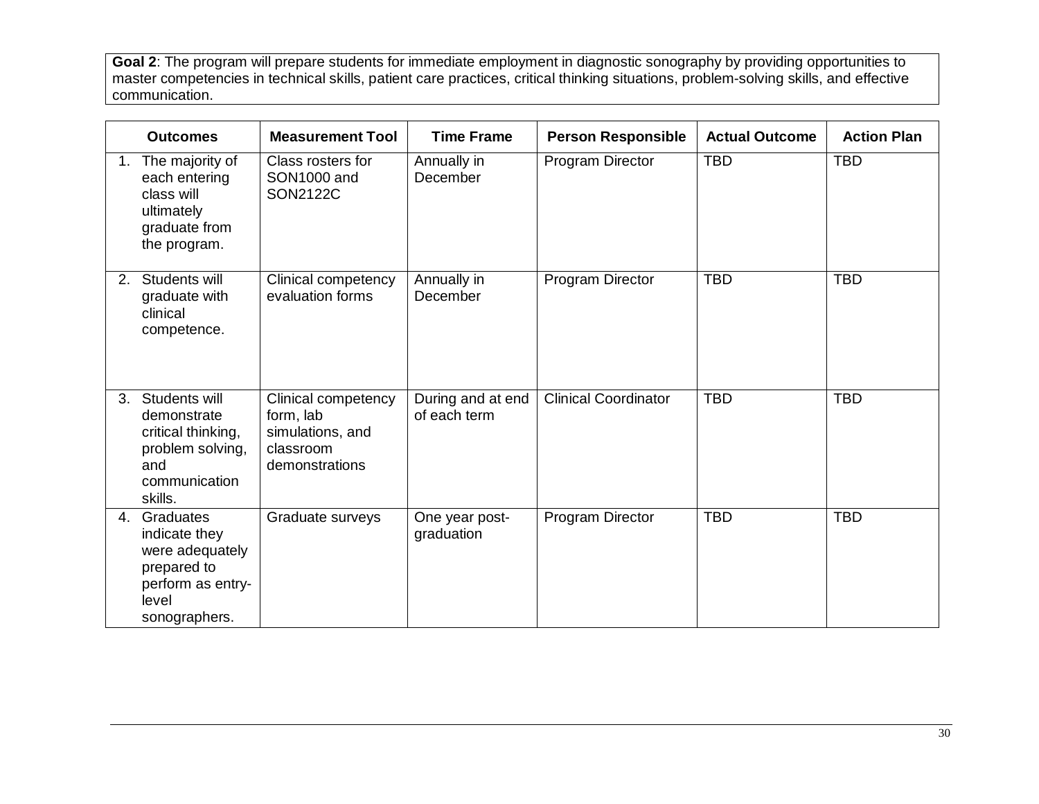**Goal 2**: The program will prepare students for immediate employment in diagnostic sonography by providing opportunities to master competencies in technical skills, patient care practices, critical thinking situations, problem-solving skills, and effective communication.

| Outcomes | Measurement Tool | Time Frame | Person Responsible | Actual Outcome | Action Plan |
|---|---|---|---|---|---|
| 1. The majority of each entering class will ultimately graduate from the program. | Class rosters for SON1000 and SON2122C | Annually in December | Program Director | TBD | TBD |
| 2. Students will graduate with clinical competence. | Clinical competency evaluation forms | Annually in December | Program Director | TBD | TBD |
| 3. Students will demonstrate critical thinking, problem solving, and communication skills. | Clinical competency form, lab simulations, and classroom demonstrations | During and at end of each term | Clinical Coordinator | TBD | TBD |
| 4. Graduates indicate they were adequately prepared to perform as entry-level sonographers. | Graduate surveys | One year post-graduation | Program Director | TBD | TBD |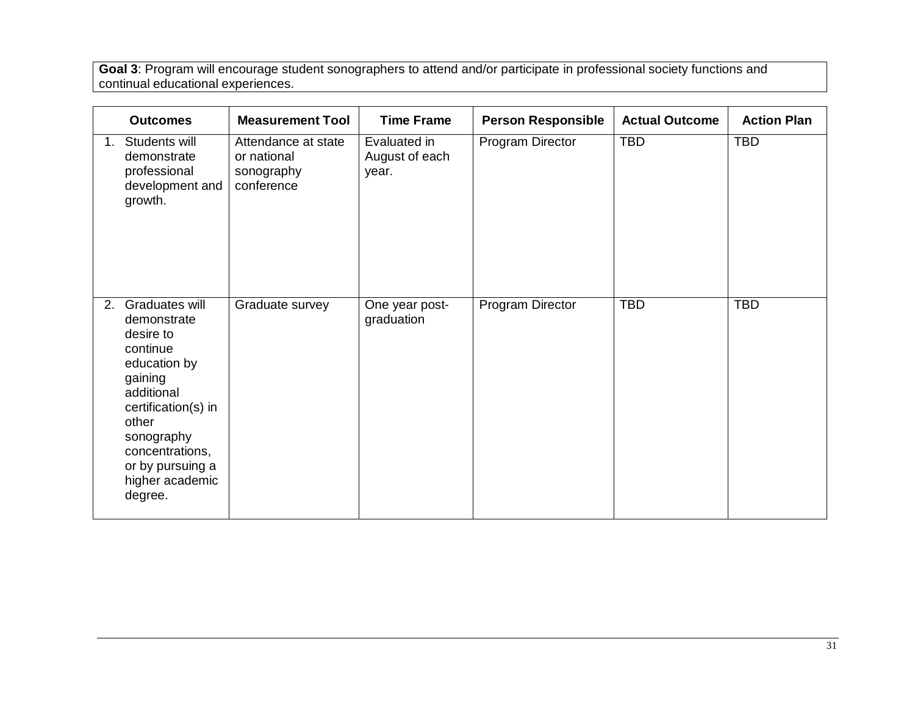**Goal 3**: Program will encourage student sonographers to attend and/or participate in professional society functions and continual educational experiences.

| Outcomes | Measurement Tool | Time Frame | Person Responsible | Actual Outcome | Action Plan |
|---|---|---|---|---|---|
| 1. Students will demonstrate professional development and growth. | Attendance at state or national sonography conference | Evaluated in August of each year. | Program Director | TBD | TBD |
| 2. Graduates will demonstrate desire to continue education by gaining additional certification(s) in other sonography concentrations, or by pursuing a higher academic degree. | Graduate survey | One year post-graduation | Program Director | TBD | TBD |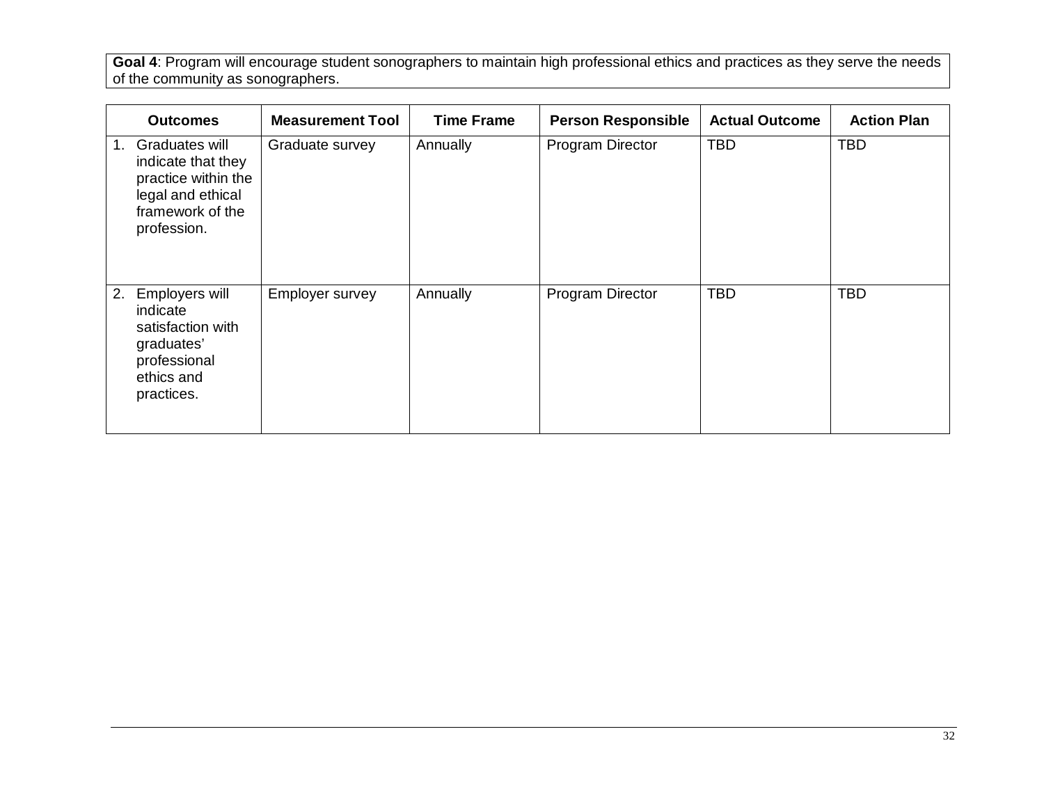**Goal 4**: Program will encourage student sonographers to maintain high professional ethics and practices as they serve the needs of the community as sonographers.

| Outcomes | Measurement Tool | Time Frame | Person Responsible | Actual Outcome | Action Plan |
|---|---|---|---|---|---|
| 1. Graduates will indicate that they practice within the legal and ethical framework of the profession. | Graduate survey | Annually | Program Director | TBD | TBD |
| 2. Employers will indicate satisfaction with graduates' professional ethics and practices. | Employer survey | Annually | Program Director | TBD | TBD |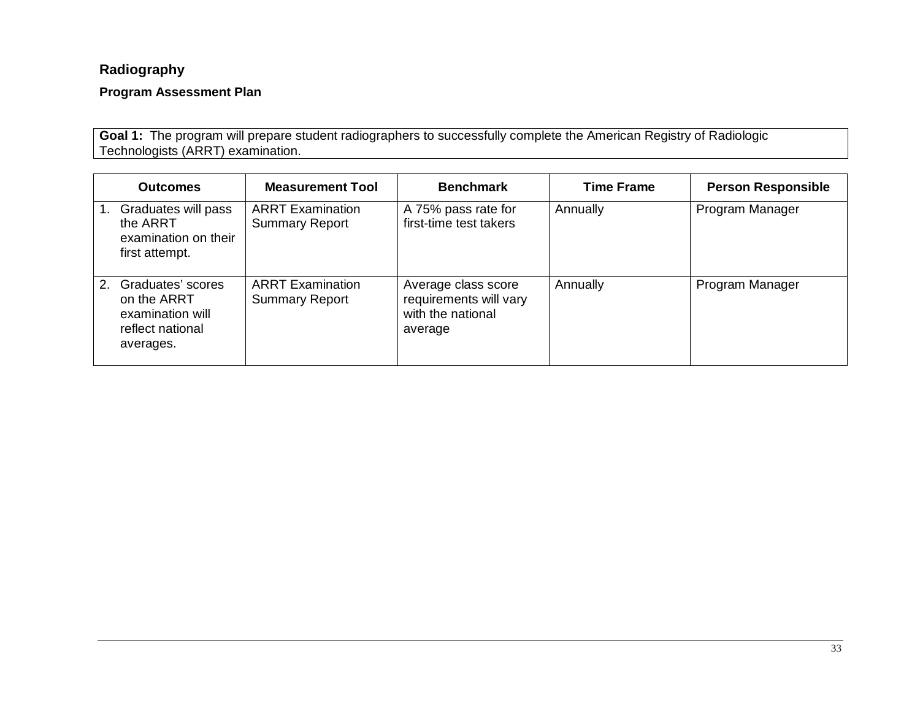## Radiography

### Program Assessment Plan

**Goal 1:** The program will prepare student radiographers to successfully complete the American Registry of Radiologic Technologists (ARRT) examination.

| Outcomes | Measurement Tool | Benchmark | Time Frame | Person Responsible |
|---|---|---|---|---|
| 1. Graduates will pass the ARRT examination on their first attempt. | ARRT Examination Summary Report | A 75% pass rate for first-time test takers | Annually | Program Manager |
| 2. Graduates' scores on the ARRT examination will reflect national averages. | ARRT Examination Summary Report | Average class score requirements will vary with the national average | Annually | Program Manager |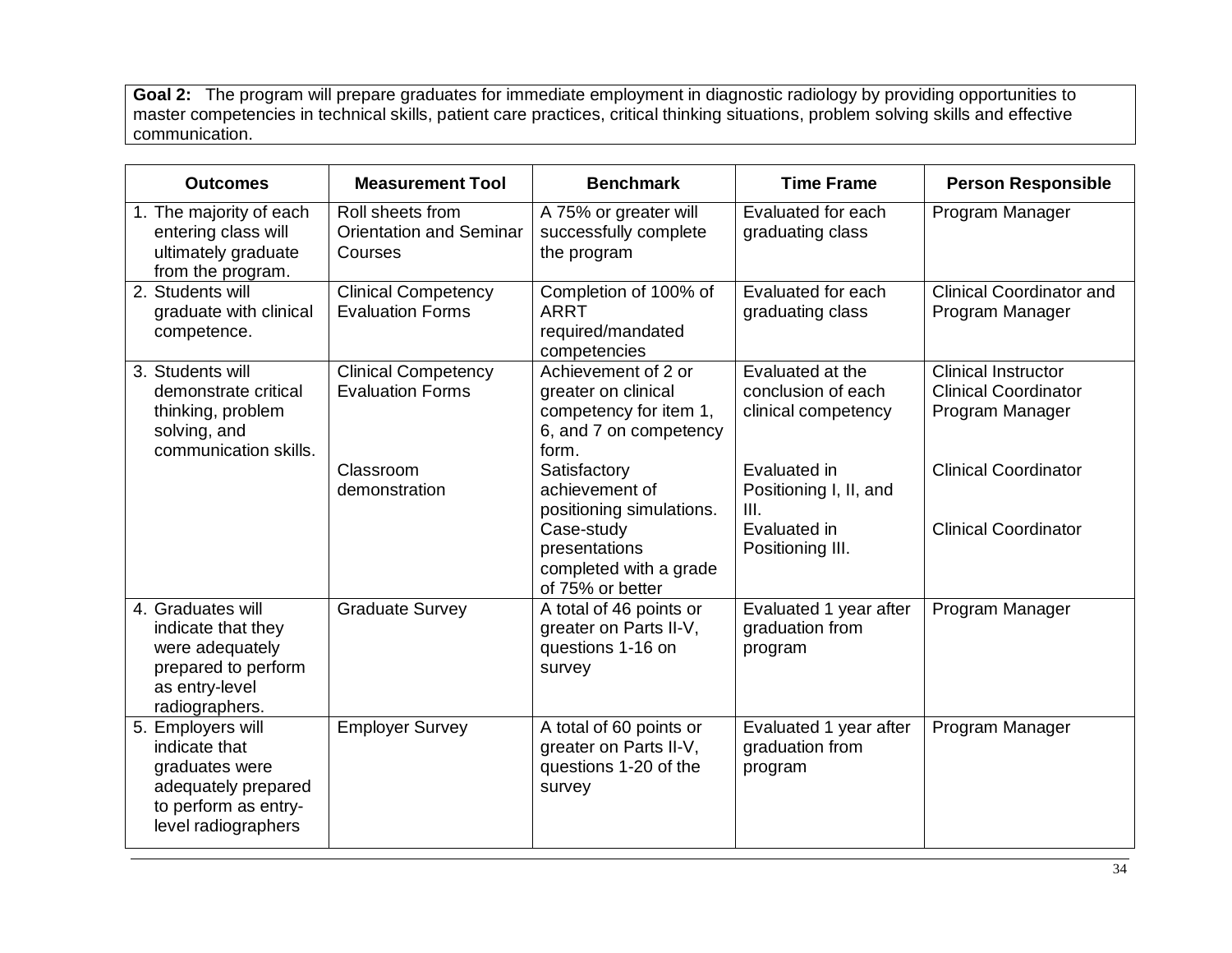**Goal 2:** The program will prepare graduates for immediate employment in diagnostic radiology by providing opportunities to master competencies in technical skills, patient care practices, critical thinking situations, problem solving skills and effective communication.

| Outcomes | Measurement Tool | Benchmark | Time Frame | Person Responsible |
|---|---|---|---|---|
| 1. The majority of each entering class will ultimately graduate from the program. | Roll sheets from Orientation and Seminar Courses | A 75% or greater will successfully complete the program | Evaluated for each graduating class | Program Manager |
| 2. Students will graduate with clinical competence. | Clinical Competency Evaluation Forms | Completion of 100% of ARRT required/mandated competencies | Evaluated for each graduating class | Clinical Coordinator and Program Manager |
| 3. Students will demonstrate critical thinking, problem solving, and communication skills. | Clinical Competency Evaluation Forms | Achievement of 2 or greater on clinical competency for item 1, 6, and 7 on competency form. | Evaluated at the conclusion of each clinical competency | Clinical Instructor<br>Clinical Coordinator<br>Program Manager |
| | Classroom demonstration | Satisfactory achievement of positioning simulations. | Evaluated in Positioning I, II, and III. | Clinical Coordinator |
| | | Case-study presentations completed with a grade of 75% or better | Evaluated in Positioning III. | Clinical Coordinator |
| 4. Graduates will indicate that they were adequately prepared to perform as entry-level radiographers. | Graduate Survey | A total of 46 points or greater on Parts II-V, questions 1-16 on survey | Evaluated 1 year after graduation from program | Program Manager |
| 5. Employers will indicate that graduates were adequately prepared to perform as entry-level radiographers | Employer Survey | A total of 60 points or greater on Parts II-V, questions 1-20 of the survey | Evaluated 1 year after graduation from program | Program Manager |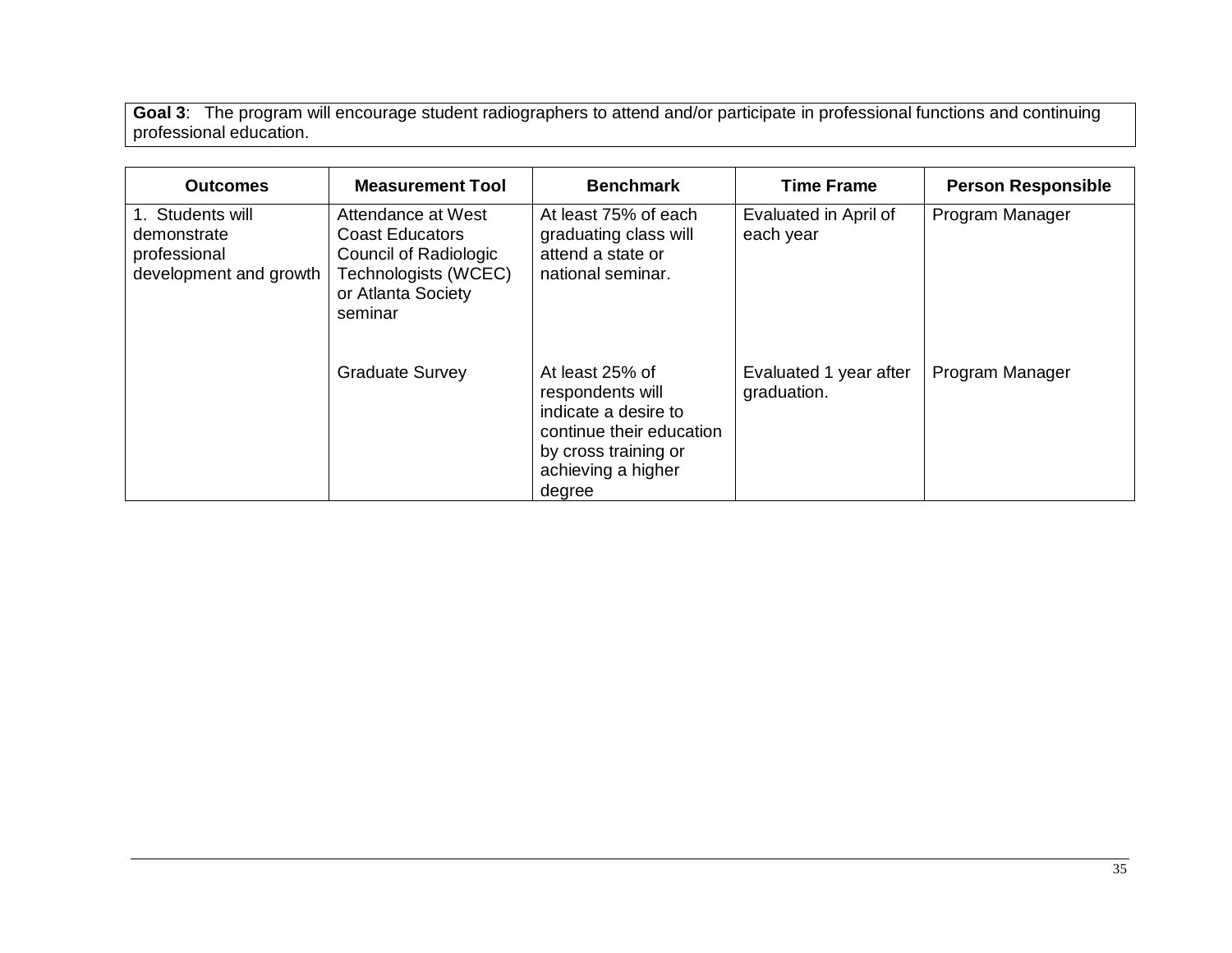**Goal 3**: The program will encourage student radiographers to attend and/or participate in professional functions and continuing professional education.

| Outcomes | Measurement Tool | Benchmark | Time Frame | Person Responsible |
|---|---|---|---|---|
| 1. Students will demonstrate professional development and growth | Attendance at West Coast Educators Council of Radiologic Technologists (WCEC) or Atlanta Society seminar | At least 75% of each graduating class will attend a state or national seminar. | Evaluated in April of each year | Program Manager |
| | Graduate Survey | At least 25% of respondents will indicate a desire to continue their education by cross training or achieving a higher degree | Evaluated 1 year after graduation. | Program Manager |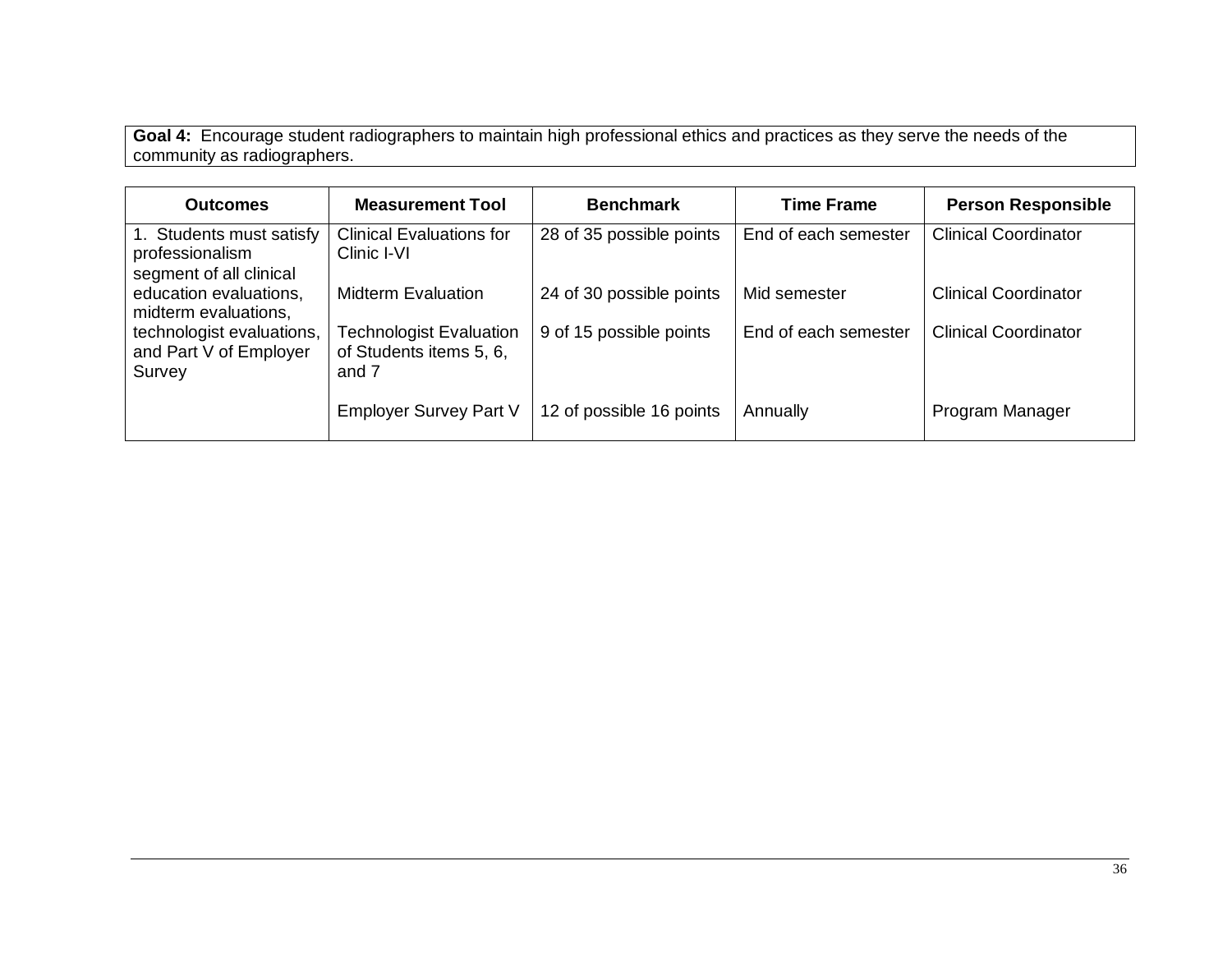**Goal 4:** Encourage student radiographers to maintain high professional ethics and practices as they serve the needs of the community as radiographers.

| Outcomes | Measurement Tool | Benchmark | Time Frame | Person Responsible |
|---|---|---|---|---|
| 1. Students must satisfy professionalism segment of all clinical education evaluations, midterm evaluations, technologist evaluations, and Part V of Employer Survey | Clinical Evaluations for Clinic I-VI | 28 of 35 possible points | End of each semester | Clinical Coordinator |
| | Midterm Evaluation | 24 of 30 possible points | Mid semester | Clinical Coordinator |
| | Technologist Evaluation of Students items 5, 6, and 7 | 9 of 15 possible points | End of each semester | Clinical Coordinator |
| | Employer Survey Part V | 12 of possible 16 points | Annually | Program Manager |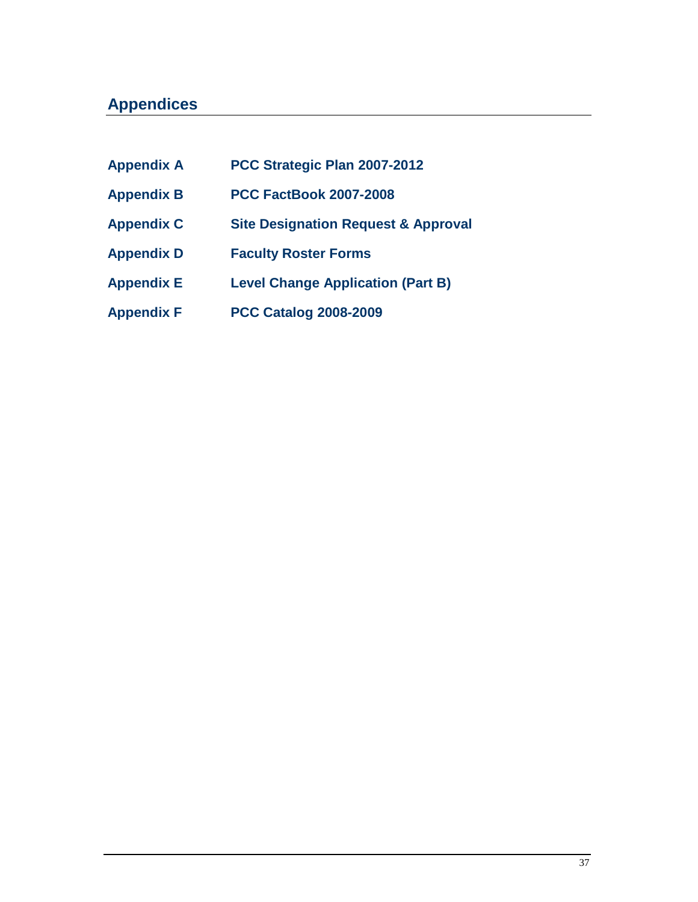## Appendices

| | |
|---|---|
| **Appendix A** | **PCC Strategic Plan 2007-2012** |
| **Appendix B** | **PCC FactBook 2007-2008** |
| **Appendix C** | **Site Designation Request & Approval** |
| **Appendix D** | **Faculty Roster Forms** |
| **Appendix E** | **Level Change Application (Part B)** |
| **Appendix F** | **PCC Catalog 2008-2009** |